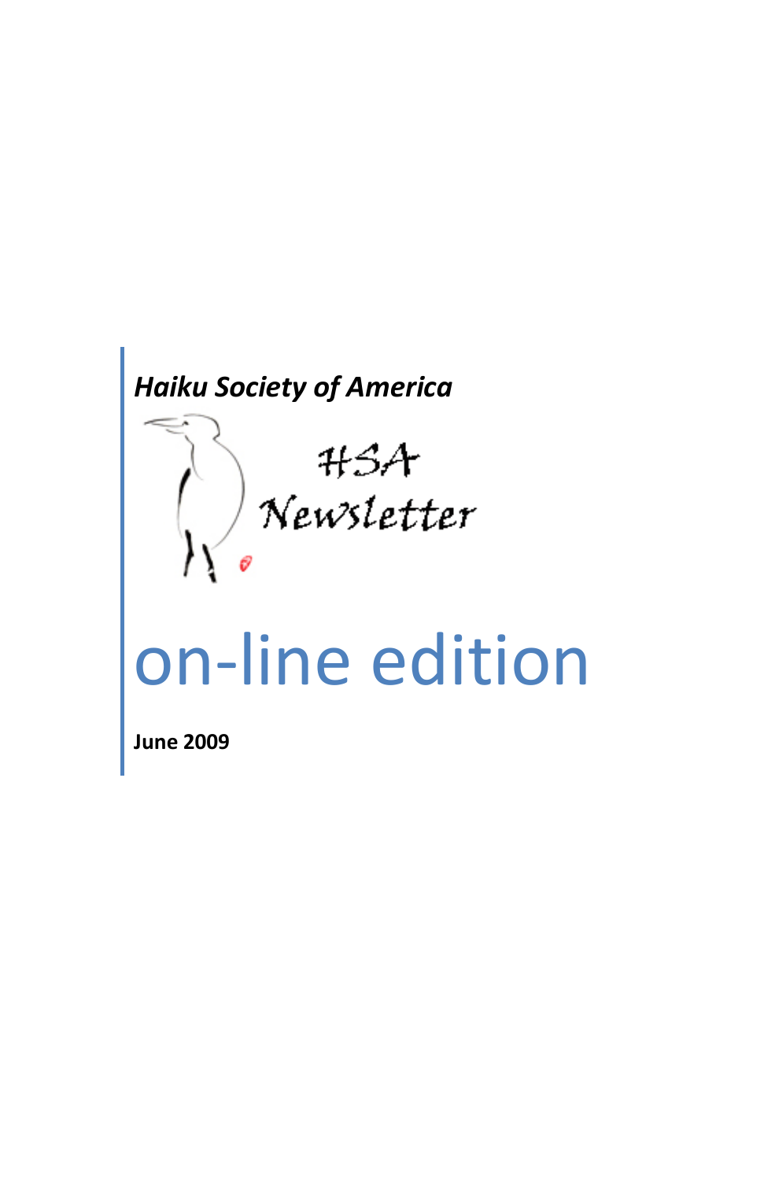*Haiku Society of America*

HSA Newsletter

# on-line edition

**June 2009**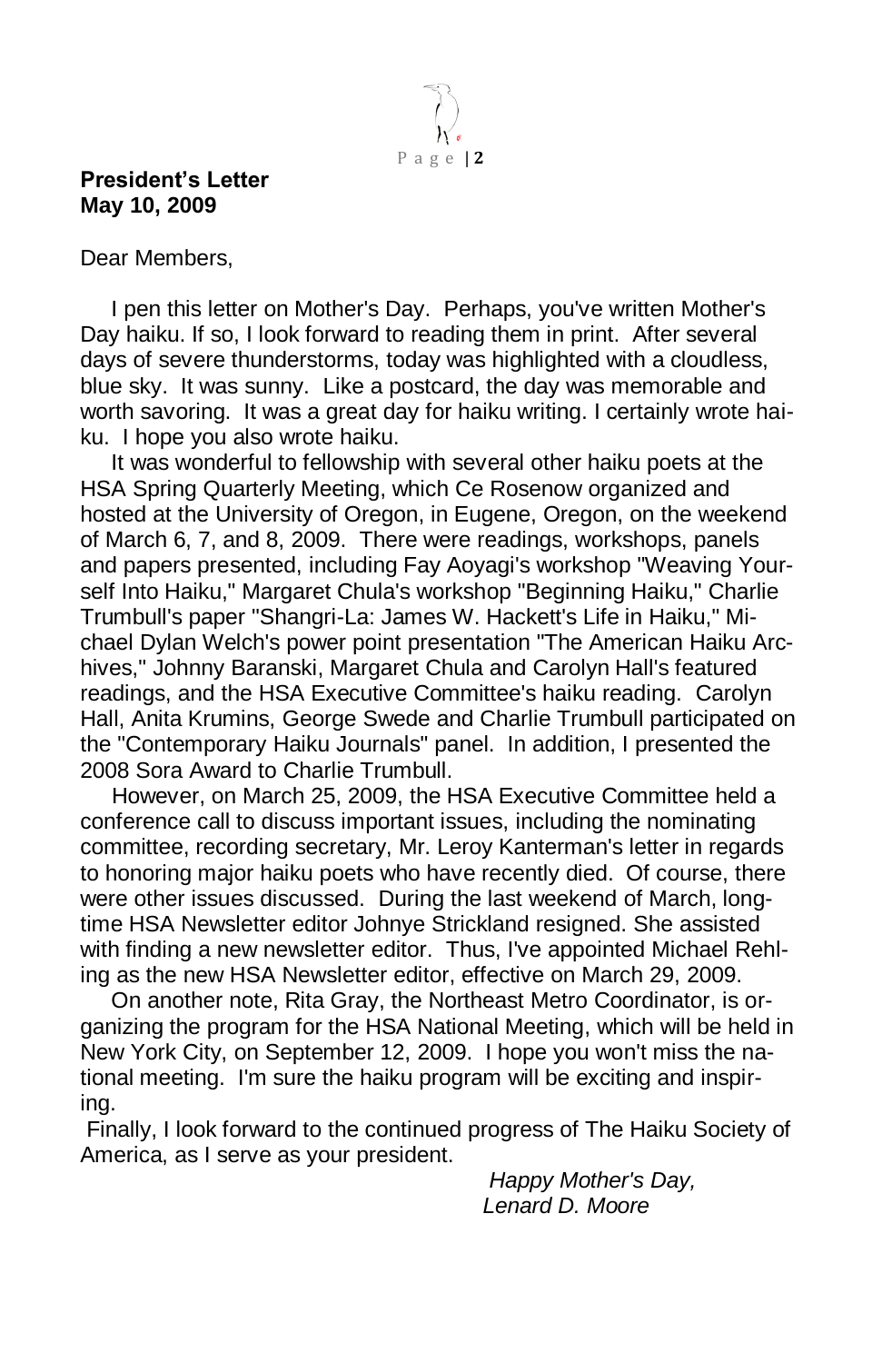**President's Letter**
**May 10, 2009**

Dear Members,

I pen this letter on Mother's Day. Perhaps, you've written Mother's Day haiku. If so, I look forward to reading them in print. After several days of severe thunderstorms, today was highlighted with a cloudless, blue sky. It was sunny. Like a postcard, the day was memorable and worth savoring. It was a great day for haiku writing. I certainly wrote haiku. I hope you also wrote haiku.

It was wonderful to fellowship with several other haiku poets at the HSA Spring Quarterly Meeting, which Ce Rosenow organized and hosted at the University of Oregon, in Eugene, Oregon, on the weekend of March 6, 7, and 8, 2009. There were readings, workshops, panels and papers presented, including Fay Aoyagi's workshop "Weaving Yourself Into Haiku," Margaret Chula's workshop "Beginning Haiku," Charlie Trumbull's paper "Shangri-La: James W. Hackett's Life in Haiku," Michael Dylan Welch's power point presentation "The American Haiku Archives," Johnny Baranski, Margaret Chula and Carolyn Hall's featured readings, and the HSA Executive Committee's haiku reading. Carolyn Hall, Anita Krumins, George Swede and Charlie Trumbull participated on the "Contemporary Haiku Journals" panel. In addition, I presented the 2008 Sora Award to Charlie Trumbull.

However, on March 25, 2009, the HSA Executive Committee held a conference call to discuss important issues, including the nominating committee, recording secretary, Mr. Leroy Kanterman's letter in regards to honoring major haiku poets who have recently died. Of course, there were other issues discussed. During the last weekend of March, longtime HSA Newsletter editor Johnye Strickland resigned. She assisted with finding a new newsletter editor. Thus, I've appointed Michael Rehling as the new HSA Newsletter editor, effective on March 29, 2009.

On another note, Rita Gray, the Northeast Metro Coordinator, is organizing the program for the HSA National Meeting, which will be held in New York City, on September 12, 2009. I hope you won't miss the national meeting. I'm sure the haiku program will be exciting and inspiring.

Finally, I look forward to the continued progress of The Haiku Society of America, as I serve as your president.

*Happy Mother's Day,*
*Lenard D. Moore*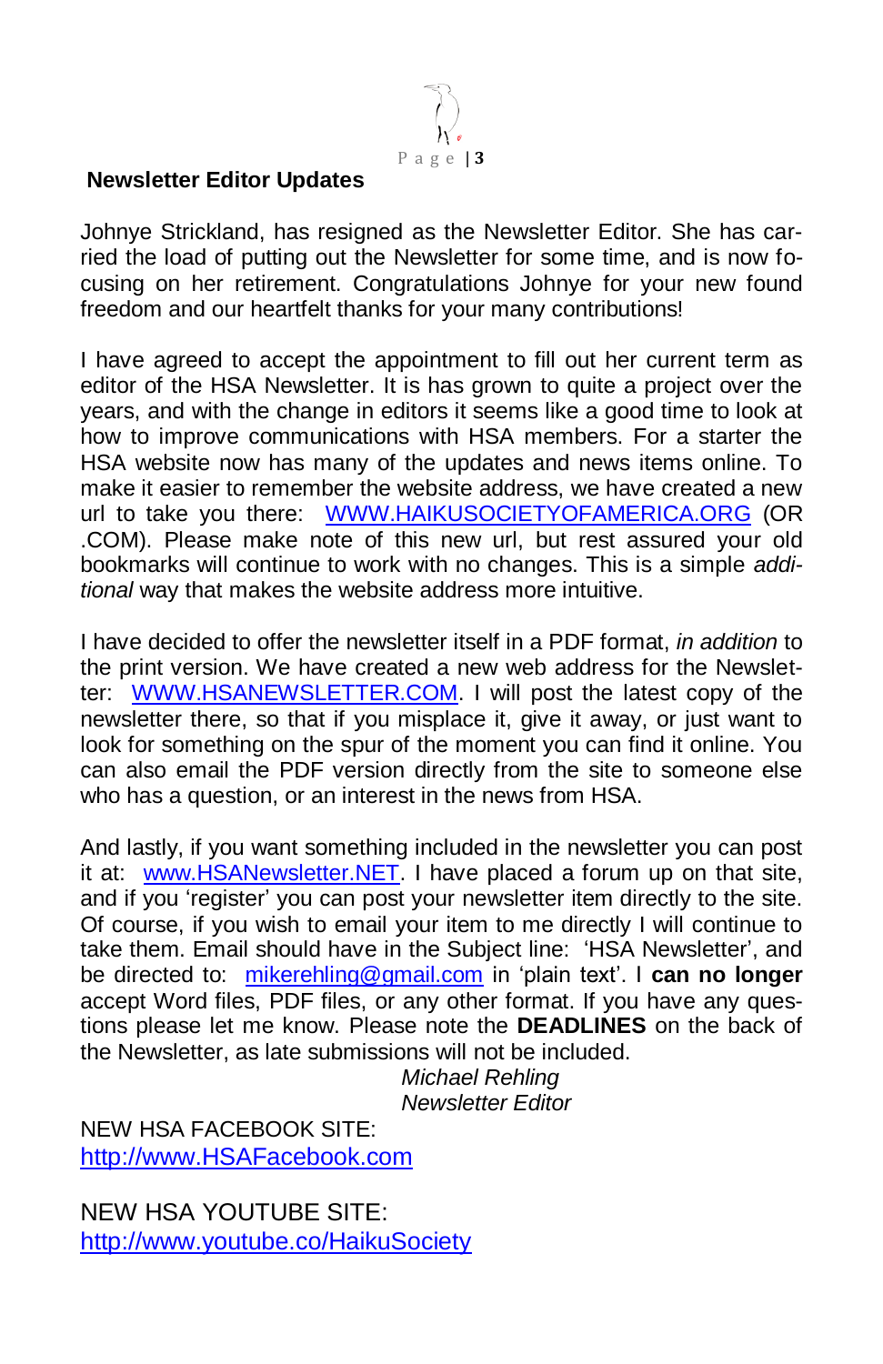## Newsletter Editor Updates

Johnye Strickland, has resigned as the Newsletter Editor. She has carried the load of putting out the Newsletter for some time, and is now focusing on her retirement. Congratulations Johnye for your new found freedom and our heartfelt thanks for your many contributions!

I have agreed to accept the appointment to fill out her current term as editor of the HSA Newsletter. It is has grown to quite a project over the years, and with the change in editors it seems like a good time to look at how to improve communications with HSA members. For a starter the HSA website now has many of the updates and news items online. To make it easier to remember the website address, we have created a new url to take you there: WWW.HAIKUSOCIETYOFAMERICA.ORG (OR .COM). Please make note of this new url, but rest assured your old bookmarks will continue to work with no changes. This is a simple *additional* way that makes the website address more intuitive.

I have decided to offer the newsletter itself in a PDF format, *in addition* to the print version. We have created a new web address for the Newsletter: WWW.HSANEWSLETTER.COM. I will post the latest copy of the newsletter there, so that if you misplace it, give it away, or just want to look for something on the spur of the moment you can find it online. You can also email the PDF version directly from the site to someone else who has a question, or an interest in the news from HSA.

And lastly, if you want something included in the newsletter you can post it at: www.HSANewsletter.NET. I have placed a forum up on that site, and if you 'register' you can post your newsletter item directly to the site. Of course, if you wish to email your item to me directly I will continue to take them. Email should have in the Subject line: 'HSA Newsletter', and be directed to: mikerehling@gmail.com in 'plain text'. I **can no longer** accept Word files, PDF files, or any other format. If you have any questions please let me know. Please note the **DEADLINES** on the back of the Newsletter, as late submissions will not be included.

*Michael Rehling*
*Newsletter Editor*

NEW HSA FACEBOOK SITE:
http://www.HSAFacebook.com

NEW HSA YOUTUBE SITE:
http://www.youtube.co/HaikuSociety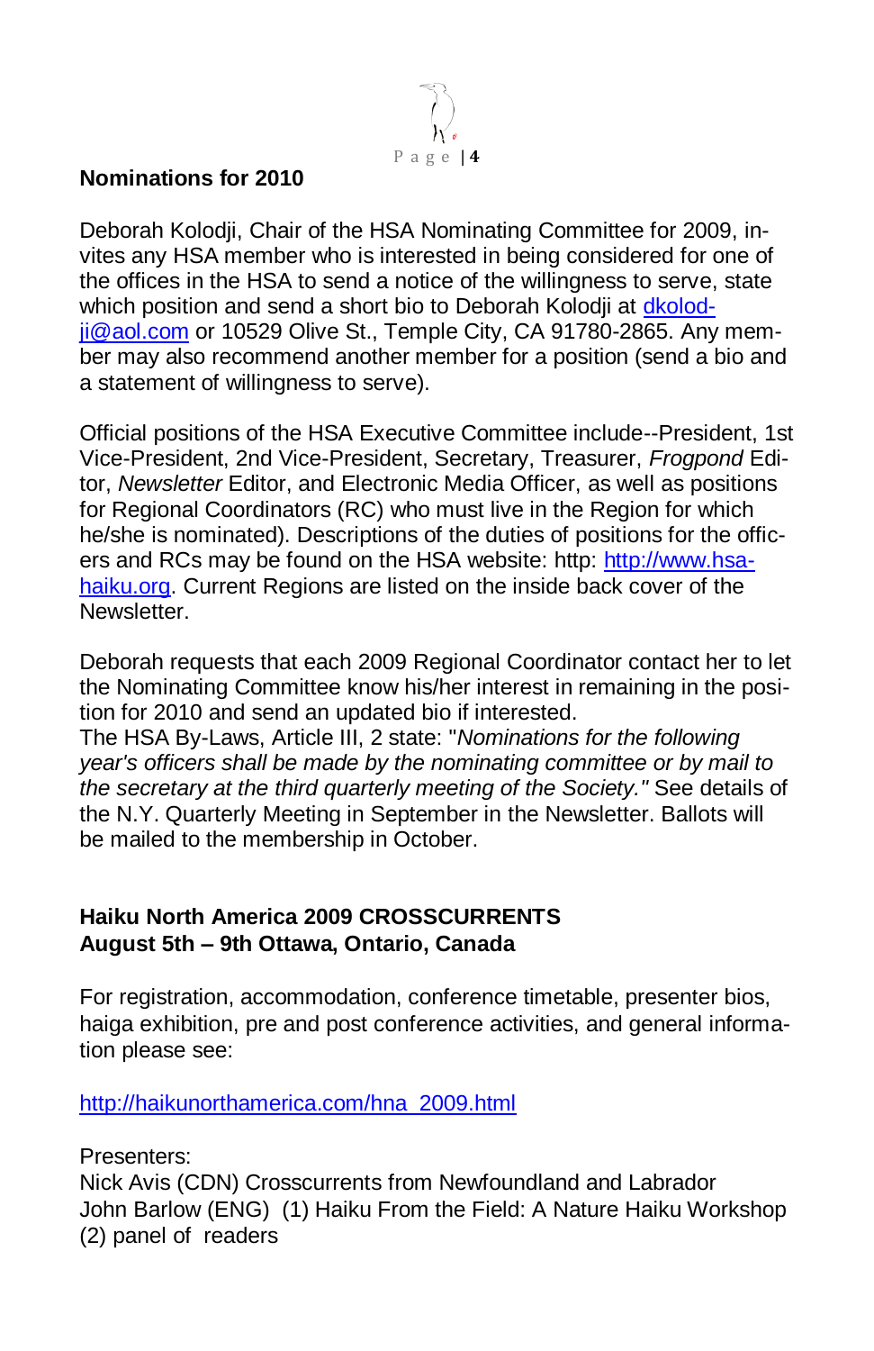**Nominations for 2010**

Deborah Kolodji, Chair of the HSA Nominating Committee for 2009, invites any HSA member who is interested in being considered for one of the offices in the HSA to send a notice of the willingness to serve, state which position and send a short bio to Deborah Kolodji at [dkolodji@aol.com](mailto:dkolodji@aol.com) or 10529 Olive St., Temple City, CA 91780-2865. Any member may also recommend another member for a position (send a bio and a statement of willingness to serve).

Official positions of the HSA Executive Committee include--President, 1st Vice-President, 2nd Vice-President, Secretary, Treasurer, *Frogpond* Editor, *Newsletter* Editor, and Electronic Media Officer, as well as positions for Regional Coordinators (RC) who must live in the Region for which he/she is nominated). Descriptions of the duties of positions for the officers and RCs may be found on the HSA website: http: [http://www.hsa-haiku.org](http://www.hsa-haiku.org). Current Regions are listed on the inside back cover of the Newsletter.

Deborah requests that each 2009 Regional Coordinator contact her to let the Nominating Committee know his/her interest in remaining in the position for 2010 and send an updated bio if interested.
The HSA By-Laws, Article III, 2 state: "*Nominations for the following year's officers shall be made by the nominating committee or by mail to the secretary at the third quarterly meeting of the Society."* See details of the N.Y. Quarterly Meeting in September in the Newsletter. Ballots will be mailed to the membership in October.

**Haiku North America 2009 CROSSCURRENTS**
**August 5th – 9th Ottawa, Ontario, Canada**

For registration, accommodation, conference timetable, presenter bios, haiga exhibition, pre and post conference activities, and general information please see:

[http://haikunorthamerica.com/hna_2009.html](http://haikunorthamerica.com/hna_2009.html)

Presenters:
Nick Avis (CDN) Crosscurrents from Newfoundland and Labrador
John Barlow (ENG) (1) Haiku From the Field: A Nature Haiku Workshop (2) panel of readers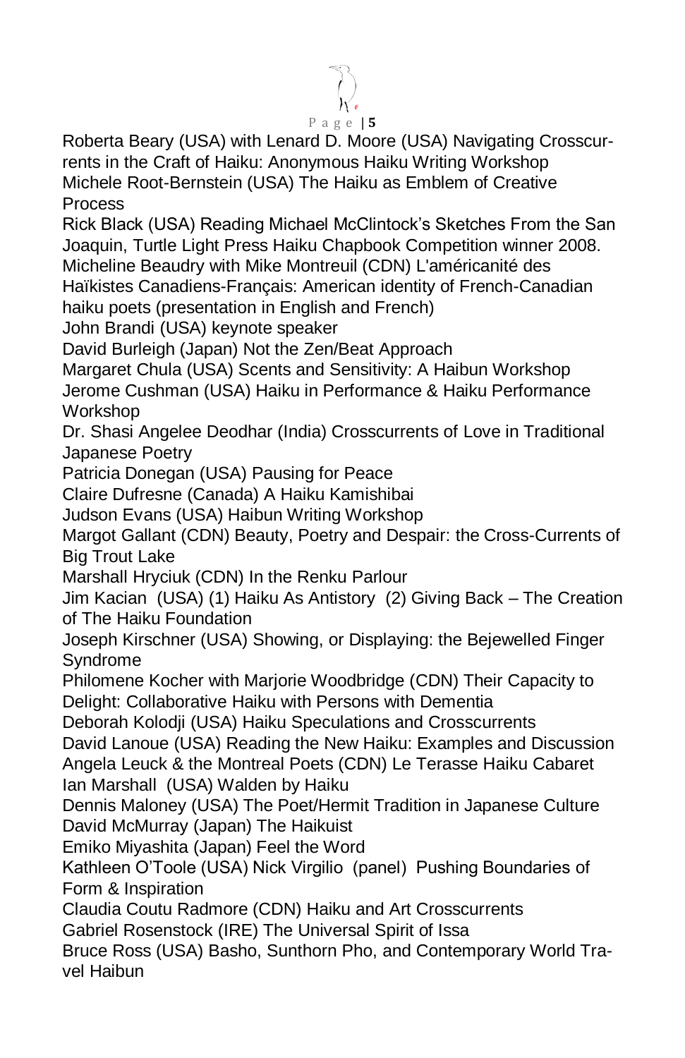Roberta Beary (USA) with Lenard D. Moore (USA) Navigating Crosscurrents in the Craft of Haiku: Anonymous Haiku Writing Workshop

Michele Root-Bernstein (USA) The Haiku as Emblem of Creative Process

Rick Black (USA) Reading Michael McClintock's Sketches From the San Joaquin, Turtle Light Press Haiku Chapbook Competition winner 2008.

Micheline Beaudry with Mike Montreuil (CDN) L'américanité des Haïkistes Canadiens-Français: American identity of French-Canadian haiku poets (presentation in English and French)

John Brandi (USA) keynote speaker

David Burleigh (Japan) Not the Zen/Beat Approach

Margaret Chula (USA) Scents and Sensitivity: A Haibun Workshop

Jerome Cushman (USA) Haiku in Performance & Haiku Performance Workshop

Dr. Shasi Angelee Deodhar (India) Crosscurrents of Love in Traditional Japanese Poetry

Patricia Donegan (USA) Pausing for Peace

Claire Dufresne (Canada) A Haiku Kamishibai

Judson Evans (USA) Haibun Writing Workshop

Margot Gallant (CDN) Beauty, Poetry and Despair: the Cross-Currents of Big Trout Lake

Marshall Hryciuk (CDN) In the Renku Parlour

Jim Kacian (USA) (1) Haiku As Antistory (2) Giving Back – The Creation of The Haiku Foundation

Joseph Kirschner (USA) Showing, or Displaying: the Bejewelled Finger Syndrome

Philomene Kocher with Marjorie Woodbridge (CDN) Their Capacity to Delight: Collaborative Haiku with Persons with Dementia

Deborah Kolodji (USA) Haiku Speculations and Crosscurrents

David Lanoue (USA) Reading the New Haiku: Examples and Discussion

Angela Leuck & the Montreal Poets (CDN) Le Terasse Haiku Cabaret

Ian Marshall (USA) Walden by Haiku

Dennis Maloney (USA) The Poet/Hermit Tradition in Japanese Culture

David McMurray (Japan) The Haikuist

Emiko Miyashita (Japan) Feel the Word

Kathleen O'Toole (USA) Nick Virgilio (panel) Pushing Boundaries of Form & Inspiration

Claudia Coutu Radmore (CDN) Haiku and Art Crosscurrents

Gabriel Rosenstock (IRE) The Universal Spirit of Issa

Bruce Ross (USA) Basho, Sunthorn Pho, and Contemporary World Travel Haibun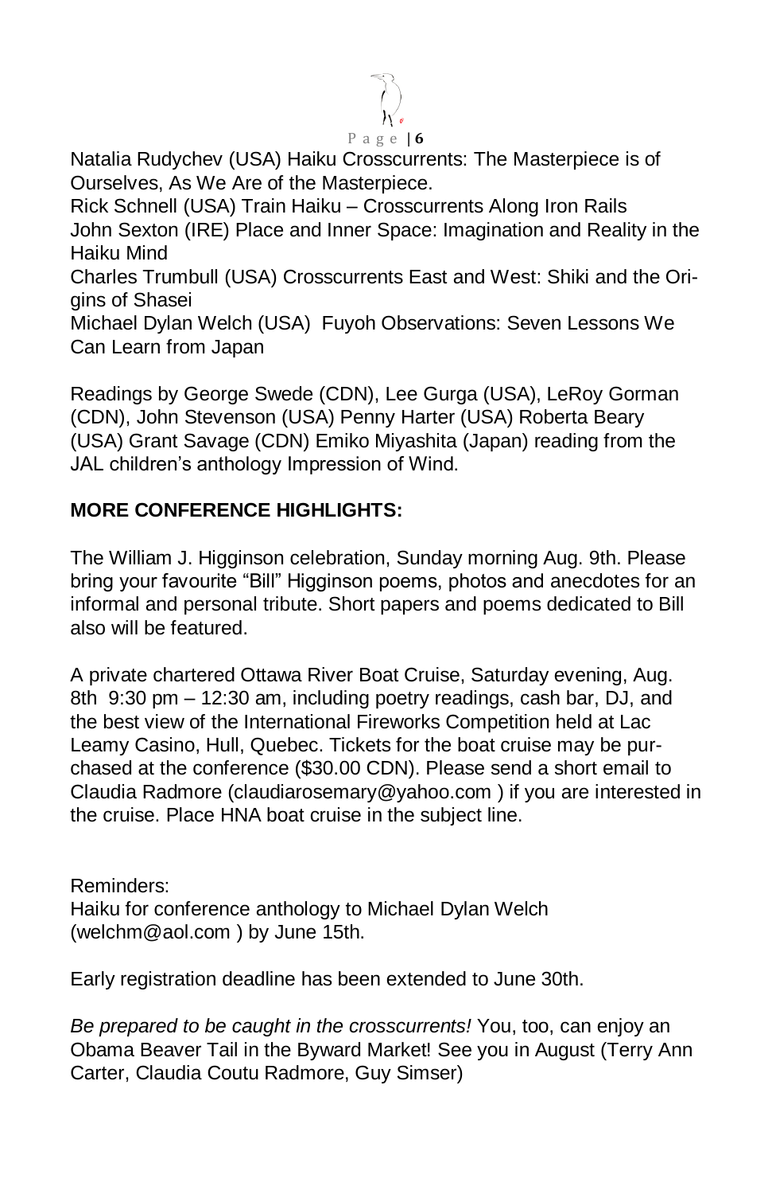Natalia Rudychev (USA) Haiku Crosscurrents: The Masterpiece is of Ourselves, As We Are of the Masterpiece.
Rick Schnell (USA) Train Haiku – Crosscurrents Along Iron Rails
John Sexton (IRE) Place and Inner Space: Imagination and Reality in the Haiku Mind
Charles Trumbull (USA) Crosscurrents East and West: Shiki and the Origins of Shasei
Michael Dylan Welch (USA) Fuyoh Observations: Seven Lessons We Can Learn from Japan

Readings by George Swede (CDN), Lee Gurga (USA), LeRoy Gorman (CDN), John Stevenson (USA) Penny Harter (USA) Roberta Beary (USA) Grant Savage (CDN) Emiko Miyashita (Japan) reading from the JAL children's anthology Impression of Wind.

**MORE CONFERENCE HIGHLIGHTS:**

The William J. Higginson celebration, Sunday morning Aug. 9th. Please bring your favourite "Bill" Higginson poems, photos and anecdotes for an informal and personal tribute. Short papers and poems dedicated to Bill also will be featured.

A private chartered Ottawa River Boat Cruise, Saturday evening, Aug. 8th 9:30 pm – 12:30 am, including poetry readings, cash bar, DJ, and the best view of the International Fireworks Competition held at Lac Leamy Casino, Hull, Quebec. Tickets for the boat cruise may be purchased at the conference ($30.00 CDN). Please send a short email to Claudia Radmore (claudiarosemary@yahoo.com ) if you are interested in the cruise. Place HNA boat cruise in the subject line.

Reminders:
Haiku for conference anthology to Michael Dylan Welch (welchm@aol.com ) by June 15th.

Early registration deadline has been extended to June 30th.

*Be prepared to be caught in the crosscurrents!* You, too, can enjoy an Obama Beaver Tail in the Byward Market! See you in August (Terry Ann Carter, Claudia Coutu Radmore, Guy Simser)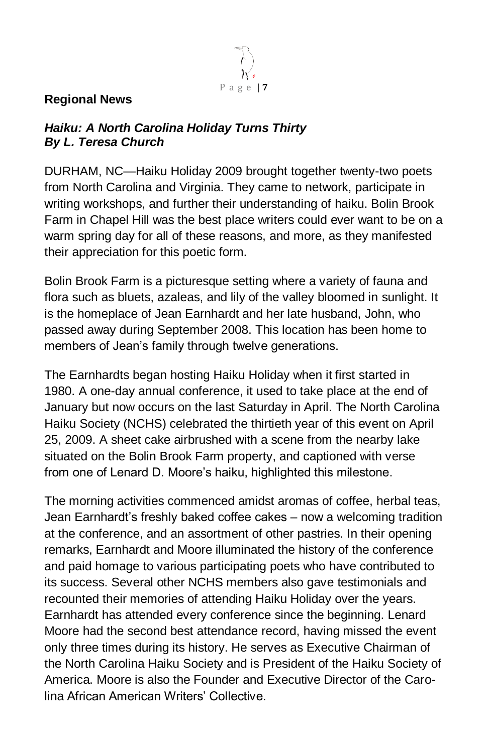**Regional News**

***Haiku: A North Carolina Holiday Turns Thirty***
***By L. Teresa Church***

DURHAM, NC—Haiku Holiday 2009 brought together twenty-two poets from North Carolina and Virginia. They came to network, participate in writing workshops, and further their understanding of haiku. Bolin Brook Farm in Chapel Hill was the best place writers could ever want to be on a warm spring day for all of these reasons, and more, as they manifested their appreciation for this poetic form.

Bolin Brook Farm is a picturesque setting where a variety of fauna and flora such as bluets, azaleas, and lily of the valley bloomed in sunlight. It is the homeplace of Jean Earnhardt and her late husband, John, who passed away during September 2008. This location has been home to members of Jean's family through twelve generations.

The Earnhardts began hosting Haiku Holiday when it first started in 1980. A one-day annual conference, it used to take place at the end of January but now occurs on the last Saturday in April. The North Carolina Haiku Society (NCHS) celebrated the thirtieth year of this event on April 25, 2009. A sheet cake airbrushed with a scene from the nearby lake situated on the Bolin Brook Farm property, and captioned with verse from one of Lenard D. Moore's haiku, highlighted this milestone.

The morning activities commenced amidst aromas of coffee, herbal teas, Jean Earnhardt's freshly baked coffee cakes – now a welcoming tradition at the conference, and an assortment of other pastries. In their opening remarks, Earnhardt and Moore illuminated the history of the conference and paid homage to various participating poets who have contributed to its success. Several other NCHS members also gave testimonials and recounted their memories of attending Haiku Holiday over the years. Earnhardt has attended every conference since the beginning. Lenard Moore had the second best attendance record, having missed the event only three times during its history. He serves as Executive Chairman of the North Carolina Haiku Society and is President of the Haiku Society of America. Moore is also the Founder and Executive Director of the Carolina African American Writers' Collective.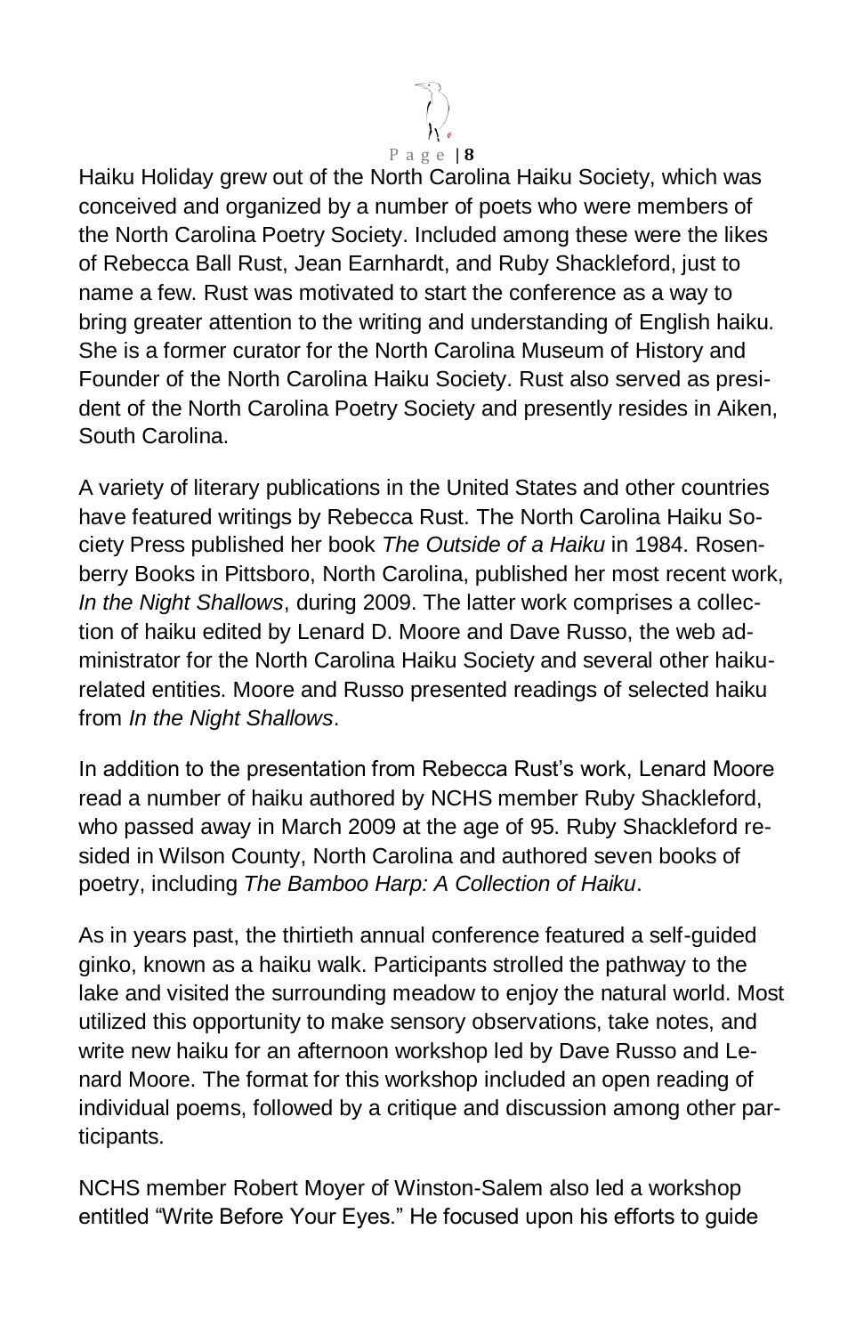Haiku Holiday grew out of the North Carolina Haiku Society, which was conceived and organized by a number of poets who were members of the North Carolina Poetry Society. Included among these were the likes of Rebecca Ball Rust, Jean Earnhardt, and Ruby Shackleford, just to name a few. Rust was motivated to start the conference as a way to bring greater attention to the writing and understanding of English haiku. She is a former curator for the North Carolina Museum of History and Founder of the North Carolina Haiku Society. Rust also served as president of the North Carolina Poetry Society and presently resides in Aiken, South Carolina.

A variety of literary publications in the United States and other countries have featured writings by Rebecca Rust. The North Carolina Haiku Society Press published her book *The Outside of a Haiku* in 1984. Rosenberry Books in Pittsboro, North Carolina, published her most recent work, *In the Night Shallows*, during 2009. The latter work comprises a collection of haiku edited by Lenard D. Moore and Dave Russo, the web administrator for the North Carolina Haiku Society and several other haiku-related entities. Moore and Russo presented readings of selected haiku from *In the Night Shallows*.

In addition to the presentation from Rebecca Rust's work, Lenard Moore read a number of haiku authored by NCHS member Ruby Shackleford, who passed away in March 2009 at the age of 95. Ruby Shackleford resided in Wilson County, North Carolina and authored seven books of poetry, including *The Bamboo Harp: A Collection of Haiku*.

As in years past, the thirtieth annual conference featured a self-guided ginko, known as a haiku walk. Participants strolled the pathway to the lake and visited the surrounding meadow to enjoy the natural world. Most utilized this opportunity to make sensory observations, take notes, and write new haiku for an afternoon workshop led by Dave Russo and Lenard Moore. The format for this workshop included an open reading of individual poems, followed by a critique and discussion among other participants.

NCHS member Robert Moyer of Winston-Salem also led a workshop entitled "Write Before Your Eyes." He focused upon his efforts to guide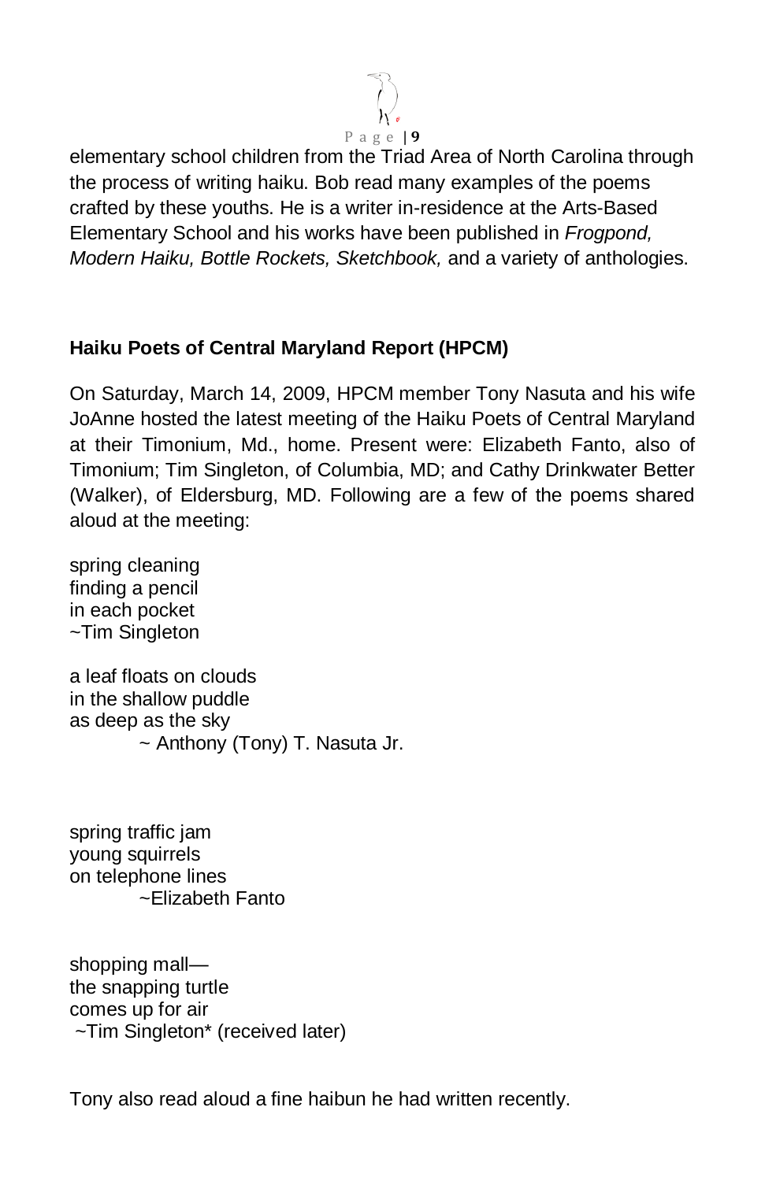elementary school children from the Triad Area of North Carolina through the process of writing haiku. Bob read many examples of the poems crafted by these youths. He is a writer in-residence at the Arts-Based Elementary School and his works have been published in *Frogpond, Modern Haiku, Bottle Rockets, Sketchbook,* and a variety of anthologies.

**Haiku Poets of Central Maryland Report (HPCM)**

On Saturday, March 14, 2009, HPCM member Tony Nasuta and his wife JoAnne hosted the latest meeting of the Haiku Poets of Central Maryland at their Timonium, Md., home. Present were: Elizabeth Fanto, also of Timonium; Tim Singleton, of Columbia, MD; and Cathy Drinkwater Better (Walker), of Eldersburg, MD. Following are a few of the poems shared aloud at the meeting:

spring cleaning  
finding a pencil  
in each pocket  
~Tim Singleton

a leaf floats on clouds  
in the shallow puddle  
as deep as the sky  
~ Anthony (Tony) T. Nasuta Jr.

spring traffic jam  
young squirrels  
on telephone lines  
~Elizabeth Fanto

shopping mall—  
the snapping turtle  
comes up for air  
~Tim Singleton* (received later)

Tony also read aloud a fine haibun he had written recently.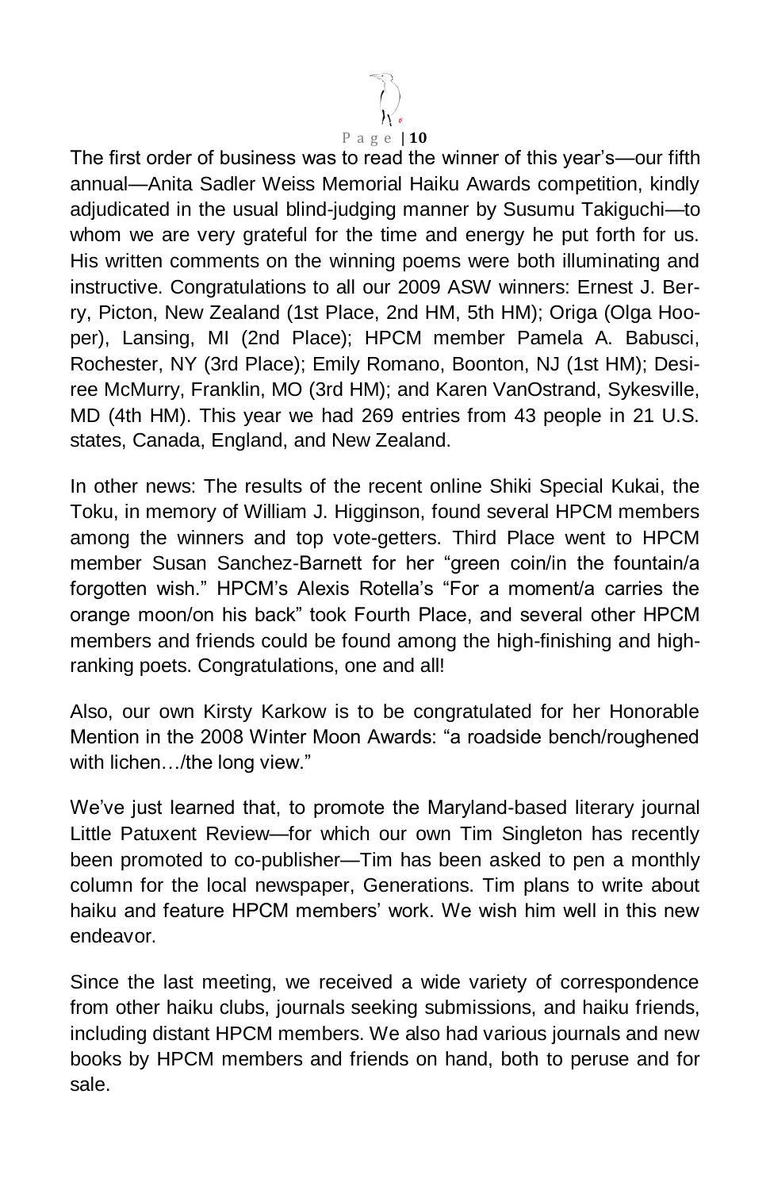The first order of business was to read the winner of this year's—our fifth annual—Anita Sadler Weiss Memorial Haiku Awards competition, kindly adjudicated in the usual blind-judging manner by Susumu Takiguchi—to whom we are very grateful for the time and energy he put forth for us. His written comments on the winning poems were both illuminating and instructive. Congratulations to all our 2009 ASW winners: Ernest J. Berry, Picton, New Zealand (1st Place, 2nd HM, 5th HM); Origa (Olga Hooper), Lansing, MI (2nd Place); HPCM member Pamela A. Babusci, Rochester, NY (3rd Place); Emily Romano, Boonton, NJ (1st HM); Desiree McMurry, Franklin, MO (3rd HM); and Karen VanOstrand, Sykesville, MD (4th HM). This year we had 269 entries from 43 people in 21 U.S. states, Canada, England, and New Zealand.

In other news: The results of the recent online Shiki Special Kukai, the Toku, in memory of William J. Higginson, found several HPCM members among the winners and top vote-getters. Third Place went to HPCM member Susan Sanchez-Barnett for her "green coin/in the fountain/a forgotten wish." HPCM's Alexis Rotella's "For a moment/a carries the orange moon/on his back" took Fourth Place, and several other HPCM members and friends could be found among the high-finishing and high-ranking poets. Congratulations, one and all!

Also, our own Kirsty Karkow is to be congratulated for her Honorable Mention in the 2008 Winter Moon Awards: "a roadside bench/roughened with lichen…/the long view."

We've just learned that, to promote the Maryland-based literary journal Little Patuxent Review—for which our own Tim Singleton has recently been promoted to co-publisher—Tim has been asked to pen a monthly column for the local newspaper, Generations. Tim plans to write about haiku and feature HPCM members' work. We wish him well in this new endeavor.

Since the last meeting, we received a wide variety of correspondence from other haiku clubs, journals seeking submissions, and haiku friends, including distant HPCM members. We also had various journals and new books by HPCM members and friends on hand, both to peruse and for sale.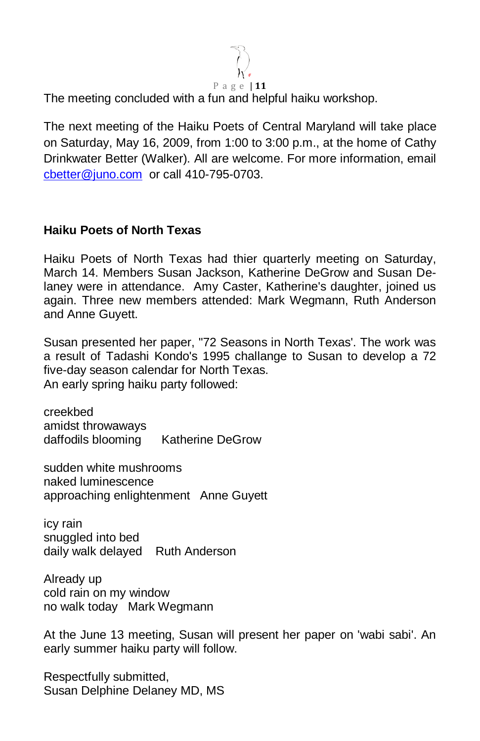The meeting concluded with a fun and helpful haiku workshop.

The next meeting of the Haiku Poets of Central Maryland will take place on Saturday, May 16, 2009, from 1:00 to 3:00 p.m., at the home of Cathy Drinkwater Better (Walker). All are welcome. For more information, email cbetter@juno.com or call 410-795-0703.

**Haiku Poets of North Texas**

Haiku Poets of North Texas had thier quarterly meeting on Saturday, March 14. Members Susan Jackson, Katherine DeGrow and Susan Delaney were in attendance. Amy Caster, Katherine's daughter, joined us again. Three new members attended: Mark Wegmann, Ruth Anderson and Anne Guyett.

Susan presented her paper, "72 Seasons in North Texas'. The work was a result of Tadashi Kondo's 1995 challange to Susan to develop a 72 five-day season calendar for North Texas.
An early spring haiku party followed:

creekbed
amidst throwaways
daffodils blooming Katherine DeGrow

sudden white mushrooms
naked luminescence
approaching enlightenment Anne Guyett

icy rain
snuggled into bed
daily walk delayed Ruth Anderson

Already up
cold rain on my window
no walk today Mark Wegmann

At the June 13 meeting, Susan will present her paper on 'wabi sabi'. An early summer haiku party will follow.

Respectfully submitted,
Susan Delphine Delaney MD, MS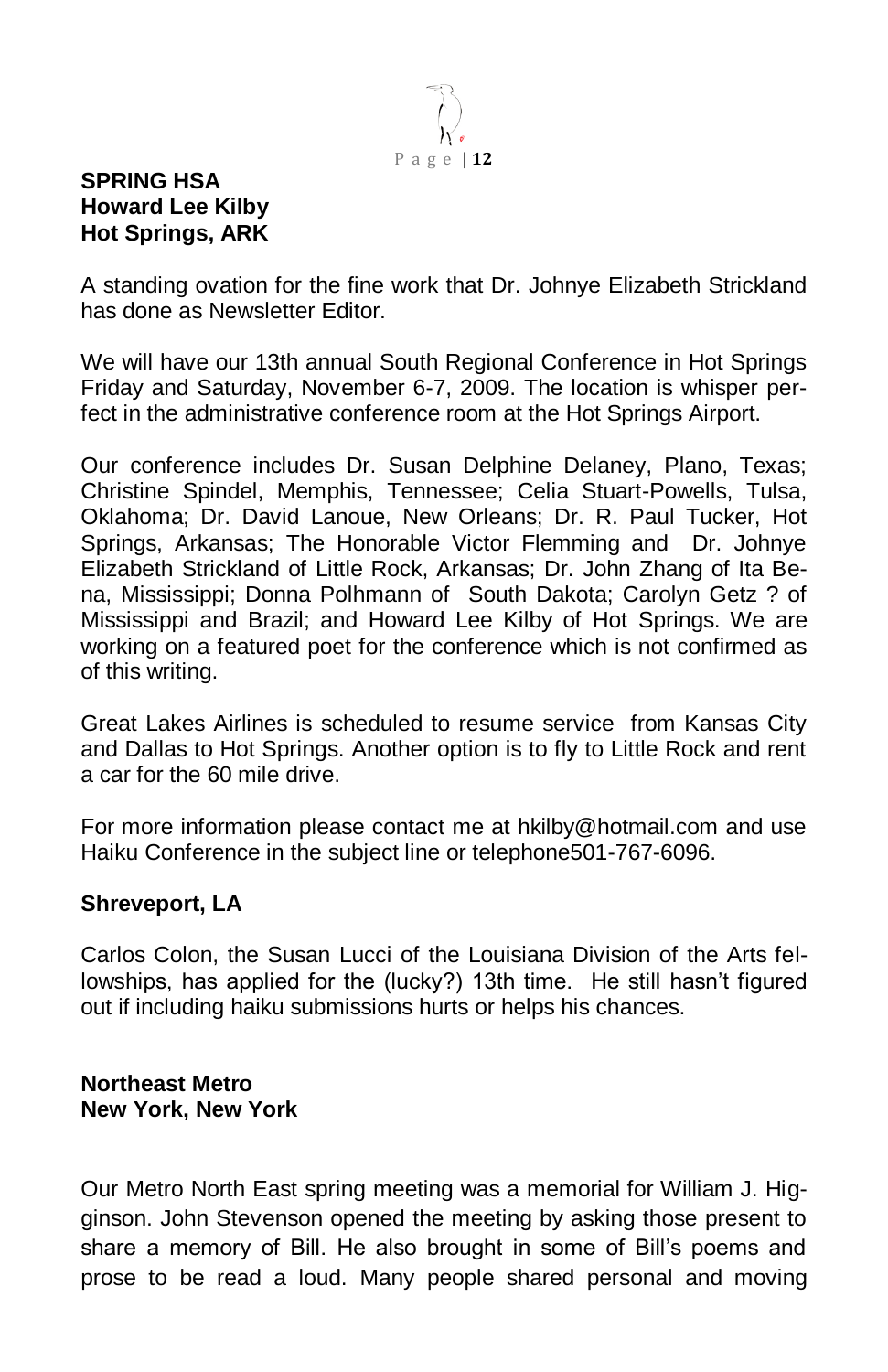**SPRING HSA**
**Howard Lee Kilby**
**Hot Springs, ARK**

A standing ovation for the fine work that Dr. Johnye Elizabeth Strickland has done as Newsletter Editor.

We will have our 13th annual South Regional Conference in Hot Springs Friday and Saturday, November 6-7, 2009. The location is whisper perfect in the administrative conference room at the Hot Springs Airport.

Our conference includes Dr. Susan Delphine Delaney, Plano, Texas; Christine Spindel, Memphis, Tennessee; Celia Stuart-Powells, Tulsa, Oklahoma; Dr. David Lanoue, New Orleans; Dr. R. Paul Tucker, Hot Springs, Arkansas; The Honorable Victor Flemming and Dr. Johnye Elizabeth Strickland of Little Rock, Arkansas; Dr. John Zhang of Ita Bena, Mississippi; Donna Polhmann of South Dakota; Carolyn Getz ? of Mississippi and Brazil; and Howard Lee Kilby of Hot Springs. We are working on a featured poet for the conference which is not confirmed as of this writing.

Great Lakes Airlines is scheduled to resume service from Kansas City and Dallas to Hot Springs. Another option is to fly to Little Rock and rent a car for the 60 mile drive.

For more information please contact me at hkilby@hotmail.com and use Haiku Conference in the subject line or telephone501-767-6096.

**Shreveport, LA**

Carlos Colon, the Susan Lucci of the Louisiana Division of the Arts fellowships, has applied for the (lucky?) 13th time. He still hasn't figured out if including haiku submissions hurts or helps his chances.

**Northeast Metro**
**New York, New York**

Our Metro North East spring meeting was a memorial for William J. Higginson. John Stevenson opened the meeting by asking those present to share a memory of Bill. He also brought in some of Bill's poems and prose to be read a loud. Many people shared personal and moving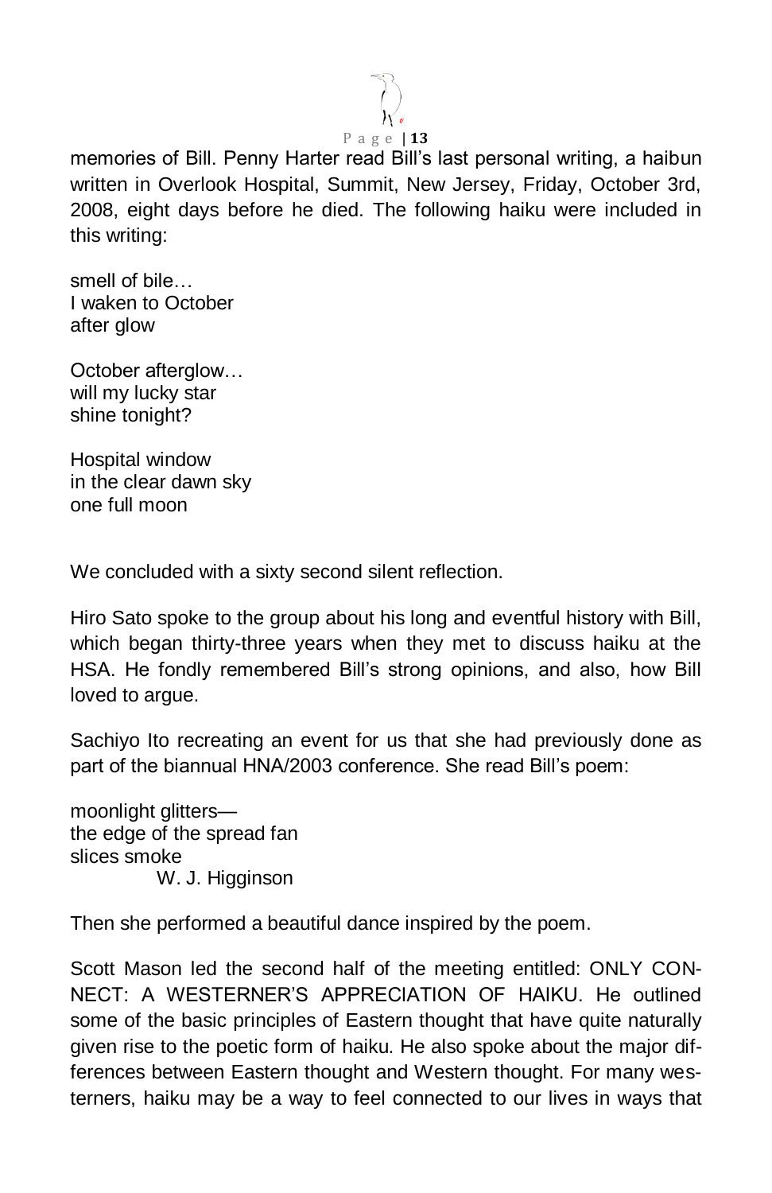memories of Bill. Penny Harter read Bill's last personal writing, a haibun written in Overlook Hospital, Summit, New Jersey, Friday, October 3rd, 2008, eight days before he died. The following haiku were included in this writing:

smell of bile…  
I waken to October  
after glow

October afterglow…  
will my lucky star  
shine tonight?

Hospital window  
in the clear dawn sky  
one full moon

We concluded with a sixty second silent reflection.

Hiro Sato spoke to the group about his long and eventful history with Bill, which began thirty-three years when they met to discuss haiku at the HSA. He fondly remembered Bill's strong opinions, and also, how Bill loved to argue.

Sachiyo Ito recreating an event for us that she had previously done as part of the biannual HNA/2003 conference. She read Bill's poem:

moonlight glitters—  
the edge of the spread fan  
slices smoke  
W. J. Higginson

Then she performed a beautiful dance inspired by the poem.

Scott Mason led the second half of the meeting entitled: ONLY CONNECT: A WESTERNER'S APPRECIATION OF HAIKU. He outlined some of the basic principles of Eastern thought that have quite naturally given rise to the poetic form of haiku. He also spoke about the major differences between Eastern thought and Western thought. For many westerners, haiku may be a way to feel connected to our lives in ways that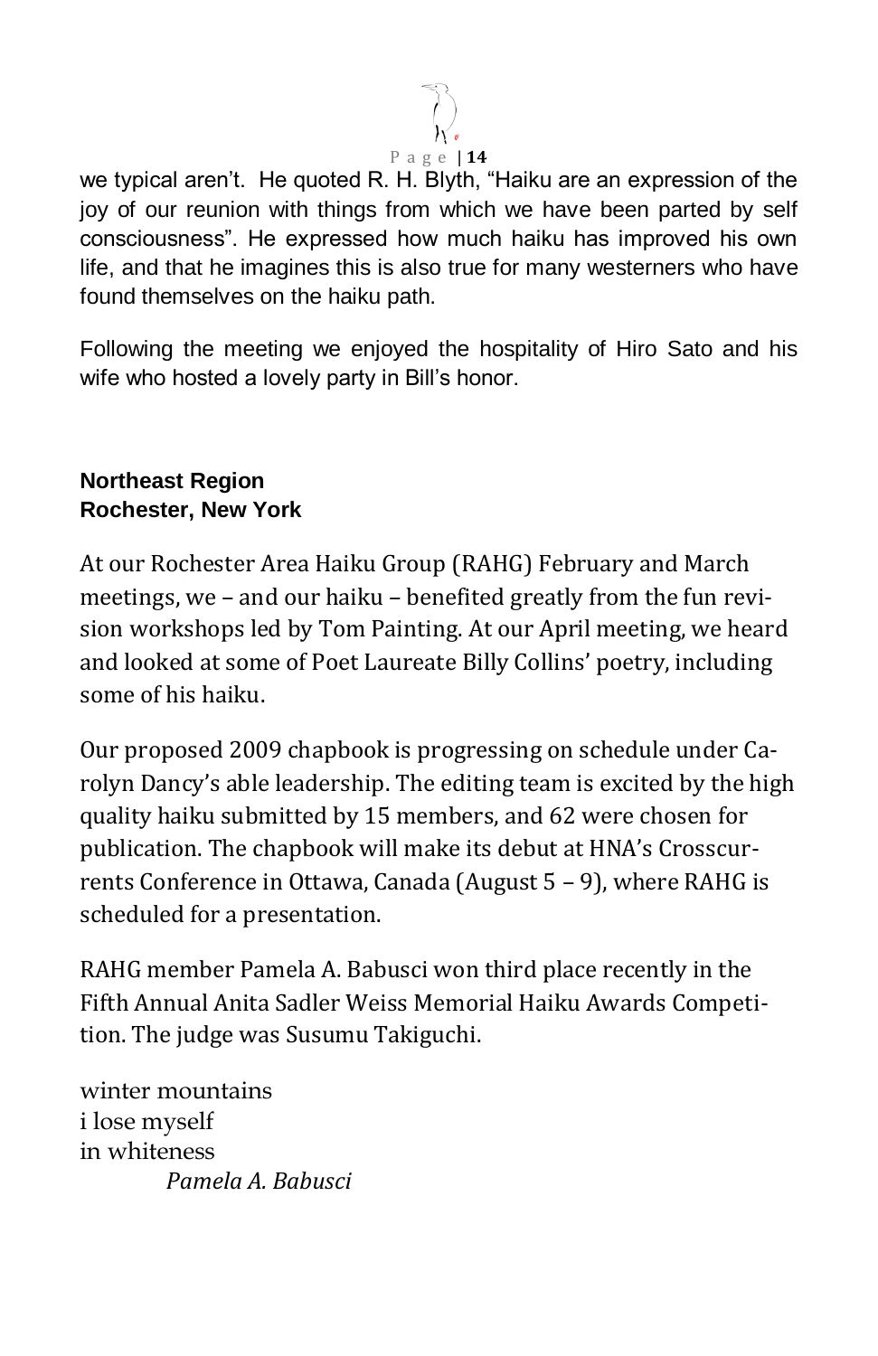we typical aren't. He quoted R. H. Blyth, "Haiku are an expression of the joy of our reunion with things from which we have been parted by self consciousness". He expressed how much haiku has improved his own life, and that he imagines this is also true for many westerners who have found themselves on the haiku path.

Following the meeting we enjoyed the hospitality of Hiro Sato and his wife who hosted a lovely party in Bill's honor.

**Northeast Region**
**Rochester, New York**

At our Rochester Area Haiku Group (RAHG) February and March meetings, we – and our haiku – benefited greatly from the fun revision workshops led by Tom Painting. At our April meeting, we heard and looked at some of Poet Laureate Billy Collins' poetry, including some of his haiku.

Our proposed 2009 chapbook is progressing on schedule under Carolyn Dancy's able leadership. The editing team is excited by the high quality haiku submitted by 15 members, and 62 were chosen for publication. The chapbook will make its debut at HNA's Crosscurrents Conference in Ottawa, Canada (August 5 – 9), where RAHG is scheduled for a presentation.

RAHG member Pamela A. Babusci won third place recently in the Fifth Annual Anita Sadler Weiss Memorial Haiku Awards Competition. The judge was Susumu Takiguchi.

winter mountains
i lose myself
in whiteness
*Pamela A. Babusci*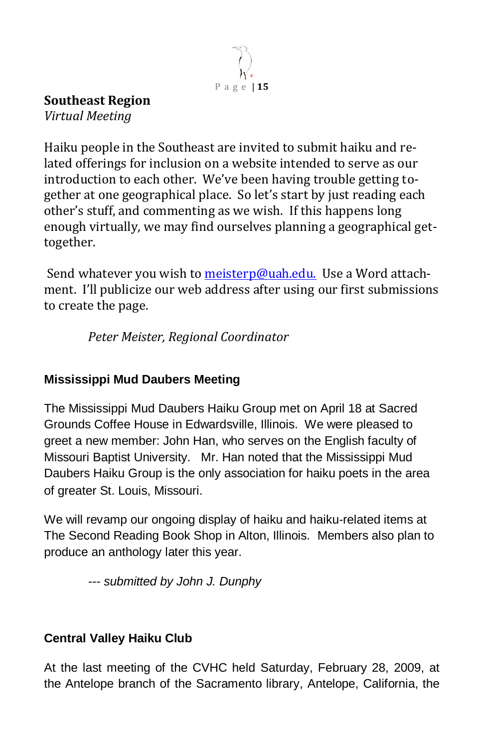## Southeast Region

*Virtual Meeting*

Haiku people in the Southeast are invited to submit haiku and related offerings for inclusion on a website intended to serve as our introduction to each other. We've been having trouble getting together at one geographical place. So let's start by just reading each other's stuff, and commenting as we wish. If this happens long enough virtually, we may find ourselves planning a geographical get-together.

Send whatever you wish to meisterp@uah.edu. Use a Word attachment. I'll publicize our web address after using our first submissions to create the page.

*Peter Meister, Regional Coordinator*

### Mississippi Mud Daubers Meeting

The Mississippi Mud Daubers Haiku Group met on April 18 at Sacred Grounds Coffee House in Edwardsville, Illinois. We were pleased to greet a new member: John Han, who serves on the English faculty of Missouri Baptist University. Mr. Han noted that the Mississippi Mud Daubers Haiku Group is the only association for haiku poets in the area of greater St. Louis, Missouri.

We will revamp our ongoing display of haiku and haiku-related items at The Second Reading Book Shop in Alton, Illinois. Members also plan to produce an anthology later this year.

*--- submitted by John J. Dunphy*

### Central Valley Haiku Club

At the last meeting of the CVHC held Saturday, February 28, 2009, at the Antelope branch of the Sacramento library, Antelope, California, the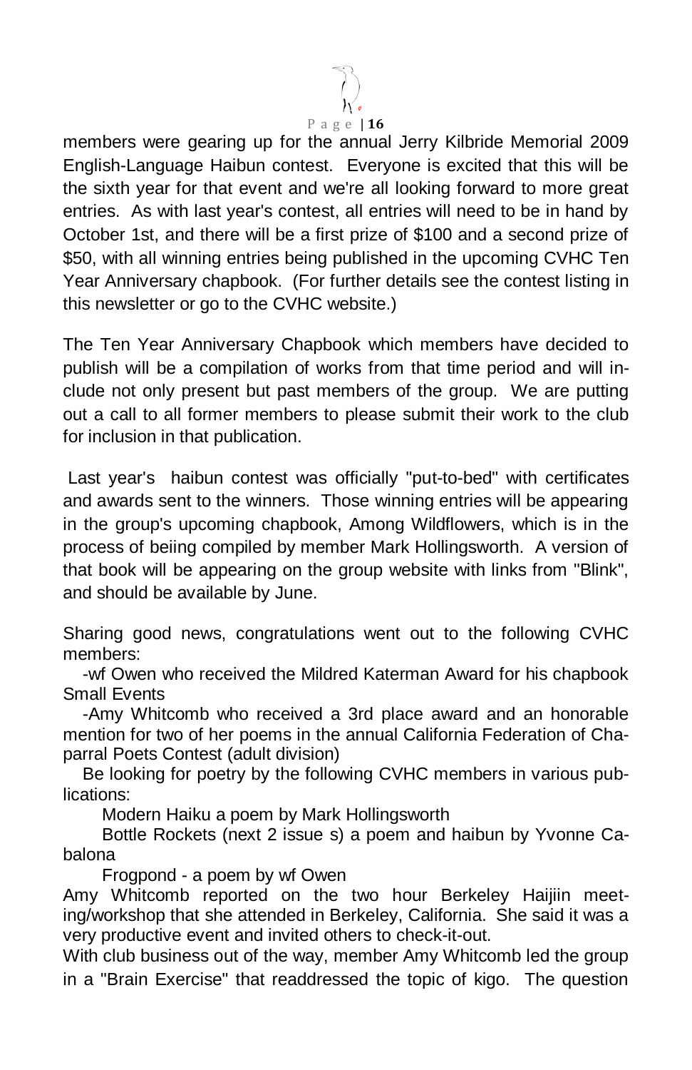members were gearing up for the annual Jerry Kilbride Memorial 2009 English-Language Haibun contest. Everyone is excited that this will be the sixth year for that event and we're all looking forward to more great entries. As with last year's contest, all entries will need to be in hand by October 1st, and there will be a first prize of $100 and a second prize of $50, with all winning entries being published in the upcoming CVHC Ten Year Anniversary chapbook. (For further details see the contest listing in this newsletter or go to the CVHC website.)

The Ten Year Anniversary Chapbook which members have decided to publish will be a compilation of works from that time period and will include not only present but past members of the group. We are putting out a call to all former members to please submit their work to the club for inclusion in that publication.

Last year's haibun contest was officially "put-to-bed" with certificates and awards sent to the winners. Those winning entries will be appearing in the group's upcoming chapbook, Among Wildflowers, which is in the process of beiing compiled by member Mark Hollingsworth. A version of that book will be appearing on the group website with links from "Blink", and should be available by June.

Sharing good news, congratulations went out to the following CVHC members:

-wf Owen who received the Mildred Katerman Award for his chapbook Small Events

-Amy Whitcomb who received a 3rd place award and an honorable mention for two of her poems in the annual California Federation of Chaparral Poets Contest (adult division)

Be looking for poetry by the following CVHC members in various publications:

Modern Haiku a poem by Mark Hollingsworth

Bottle Rockets (next 2 issue s) a poem and haibun by Yvonne Cabalona

Frogpond - a poem by wf Owen

Amy Whitcomb reported on the two hour Berkeley Haijiin meeting/workshop that she attended in Berkeley, California. She said it was a very productive event and invited others to check-it-out.

With club business out of the way, member Amy Whitcomb led the group in a "Brain Exercise" that readdressed the topic of kigo. The question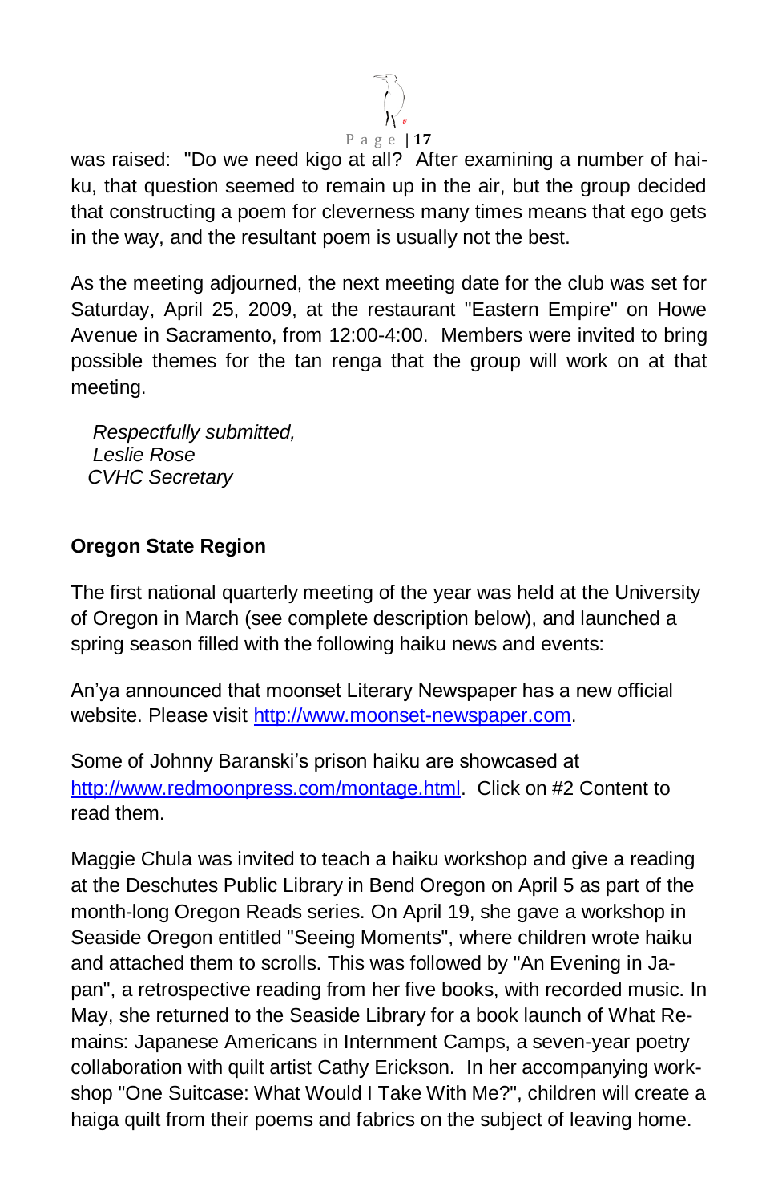was raised: "Do we need kigo at all? After examining a number of haiku, that question seemed to remain up in the air, but the group decided that constructing a poem for cleverness many times means that ego gets in the way, and the resultant poem is usually not the best.

As the meeting adjourned, the next meeting date for the club was set for Saturday, April 25, 2009, at the restaurant "Eastern Empire" on Howe Avenue in Sacramento, from 12:00-4:00. Members were invited to bring possible themes for the tan renga that the group will work on at that meeting.

*Respectfully submitted,*
*Leslie Rose*
*CVHC Secretary*

**Oregon State Region**

The first national quarterly meeting of the year was held at the University of Oregon in March (see complete description below), and launched a spring season filled with the following haiku news and events:

An'ya announced that moonset Literary Newspaper has a new official website. Please visit http://www.moonset-newspaper.com.

Some of Johnny Baranski's prison haiku are showcased at http://www.redmoonpress.com/montage.html. Click on #2 Content to read them.

Maggie Chula was invited to teach a haiku workshop and give a reading at the Deschutes Public Library in Bend Oregon on April 5 as part of the month-long Oregon Reads series. On April 19, she gave a workshop in Seaside Oregon entitled "Seeing Moments", where children wrote haiku and attached them to scrolls. This was followed by "An Evening in Japan", a retrospective reading from her five books, with recorded music. In May, she returned to the Seaside Library for a book launch of What Remains: Japanese Americans in Internment Camps, a seven-year poetry collaboration with quilt artist Cathy Erickson. In her accompanying workshop "One Suitcase: What Would I Take With Me?", children will create a haiga quilt from their poems and fabrics on the subject of leaving home.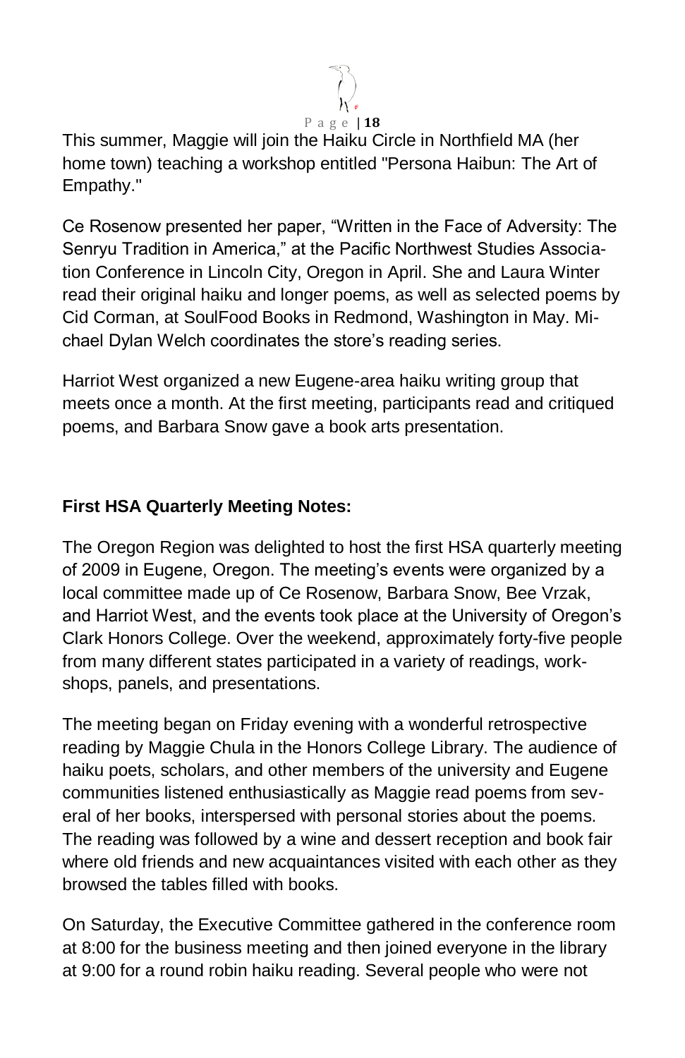This summer, Maggie will join the Haiku Circle in Northfield MA (her home town) teaching a workshop entitled "Persona Haibun: The Art of Empathy."

Ce Rosenow presented her paper, “Written in the Face of Adversity: The Senryu Tradition in America,” at the Pacific Northwest Studies Association Conference in Lincoln City, Oregon in April. She and Laura Winter read their original haiku and longer poems, as well as selected poems by Cid Corman, at SoulFood Books in Redmond, Washington in May. Michael Dylan Welch coordinates the store’s reading series.

Harriot West organized a new Eugene-area haiku writing group that meets once a month. At the first meeting, participants read and critiqued poems, and Barbara Snow gave a book arts presentation.

**First HSA Quarterly Meeting Notes:**

The Oregon Region was delighted to host the first HSA quarterly meeting of 2009 in Eugene, Oregon. The meeting’s events were organized by a local committee made up of Ce Rosenow, Barbara Snow, Bee Vrzak, and Harriot West, and the events took place at the University of Oregon’s Clark Honors College. Over the weekend, approximately forty-five people from many different states participated in a variety of readings, workshops, panels, and presentations.

The meeting began on Friday evening with a wonderful retrospective reading by Maggie Chula in the Honors College Library. The audience of haiku poets, scholars, and other members of the university and Eugene communities listened enthusiastically as Maggie read poems from several of her books, interspersed with personal stories about the poems. The reading was followed by a wine and dessert reception and book fair where old friends and new acquaintances visited with each other as they browsed the tables filled with books.

On Saturday, the Executive Committee gathered in the conference room at 8:00 for the business meeting and then joined everyone in the library at 9:00 for a round robin haiku reading. Several people who were not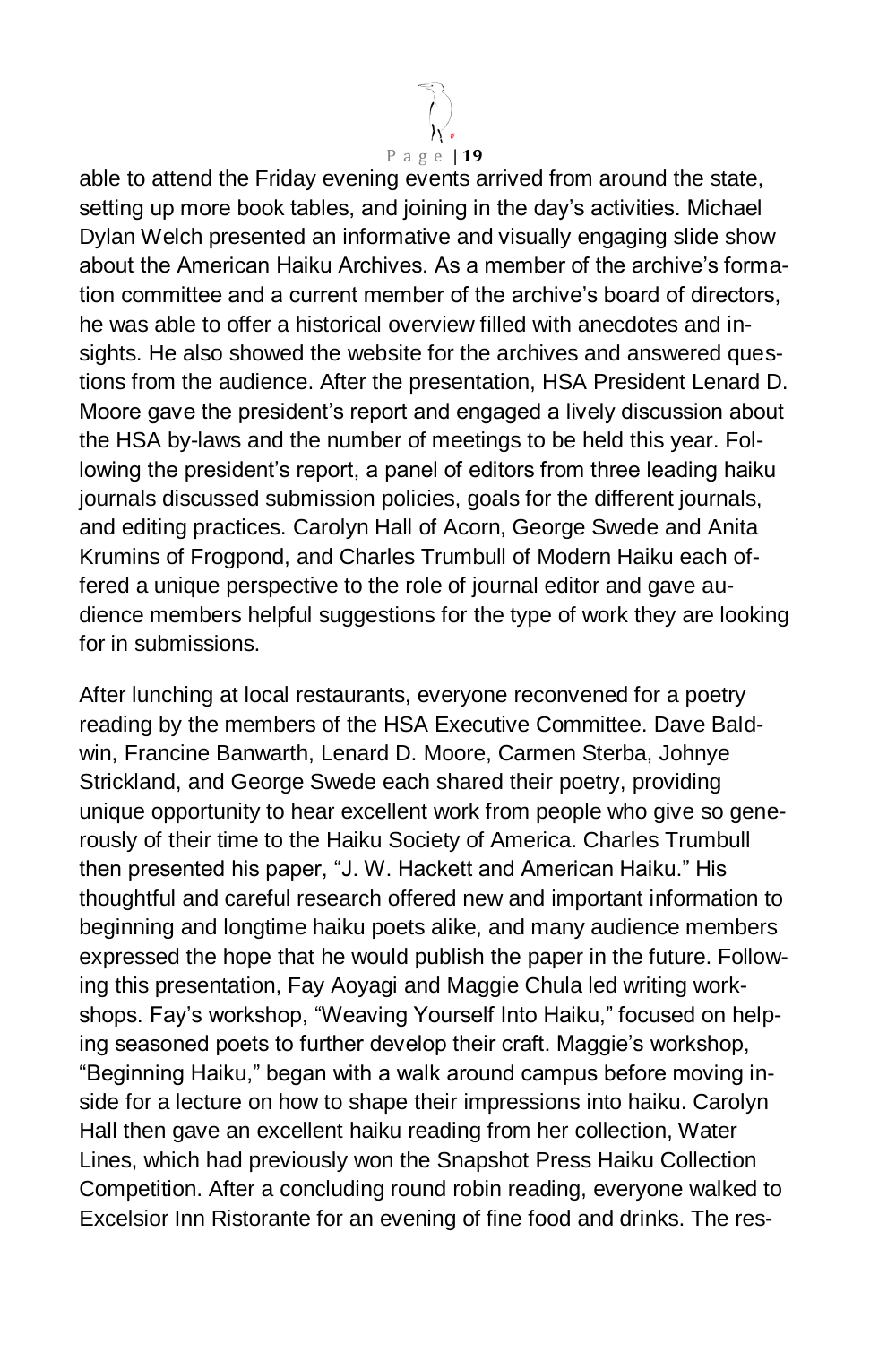able to attend the Friday evening events arrived from around the state, setting up more book tables, and joining in the day's activities. Michael Dylan Welch presented an informative and visually engaging slide show about the American Haiku Archives. As a member of the archive's formation committee and a current member of the archive's board of directors, he was able to offer a historical overview filled with anecdotes and insights. He also showed the website for the archives and answered questions from the audience. After the presentation, HSA President Lenard D. Moore gave the president's report and engaged a lively discussion about the HSA by-laws and the number of meetings to be held this year. Following the president's report, a panel of editors from three leading haiku journals discussed submission policies, goals for the different journals, and editing practices. Carolyn Hall of Acorn, George Swede and Anita Krumins of Frogpond, and Charles Trumbull of Modern Haiku each offered a unique perspective to the role of journal editor and gave audience members helpful suggestions for the type of work they are looking for in submissions.

After lunching at local restaurants, everyone reconvened for a poetry reading by the members of the HSA Executive Committee. Dave Baldwin, Francine Banwarth, Lenard D. Moore, Carmen Sterba, Johnye Strickland, and George Swede each shared their poetry, providing unique opportunity to hear excellent work from people who give so generously of their time to the Haiku Society of America. Charles Trumbull then presented his paper, "J. W. Hackett and American Haiku." His thoughtful and careful research offered new and important information to beginning and longtime haiku poets alike, and many audience members expressed the hope that he would publish the paper in the future. Following this presentation, Fay Aoyagi and Maggie Chula led writing workshops. Fay's workshop, "Weaving Yourself Into Haiku," focused on helping seasoned poets to further develop their craft. Maggie's workshop, "Beginning Haiku," began with a walk around campus before moving inside for a lecture on how to shape their impressions into haiku. Carolyn Hall then gave an excellent haiku reading from her collection, Water Lines, which had previously won the Snapshot Press Haiku Collection Competition. After a concluding round robin reading, everyone walked to Excelsior Inn Ristorante for an evening of fine food and drinks. The res-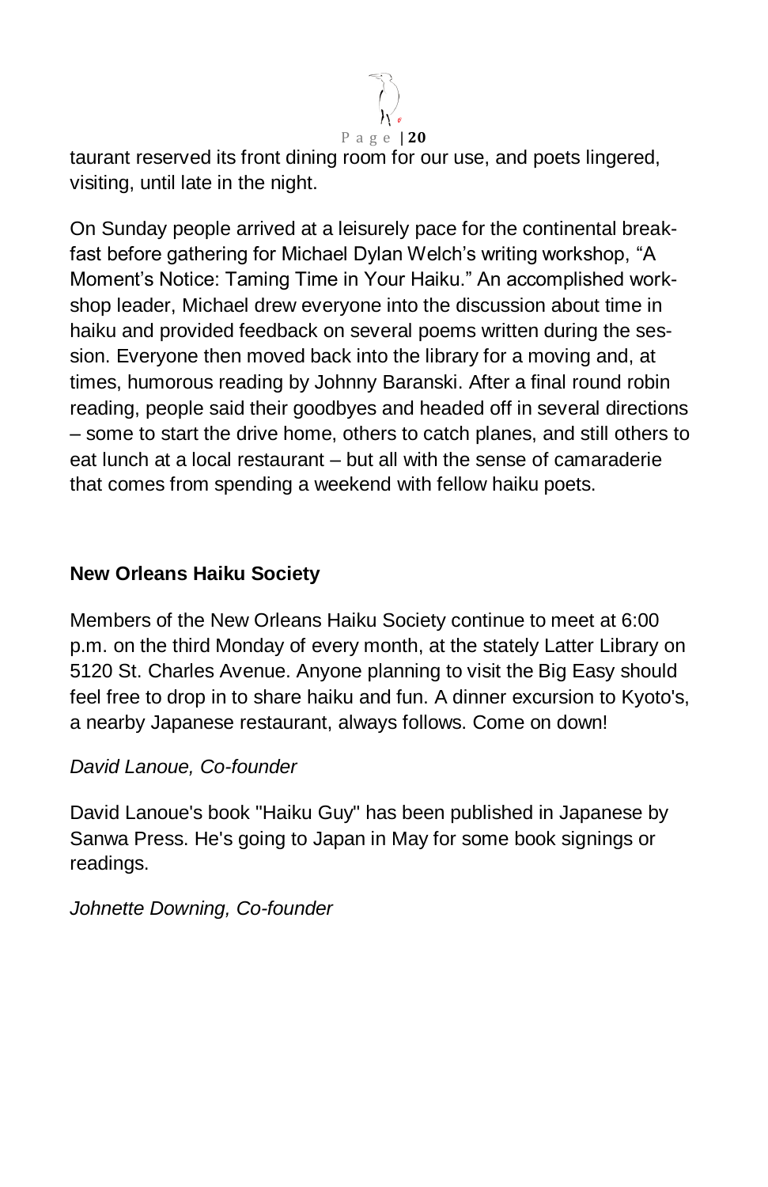taurant reserved its front dining room for our use, and poets lingered, visiting, until late in the night.

On Sunday people arrived at a leisurely pace for the continental breakfast before gathering for Michael Dylan Welch's writing workshop, "A Moment's Notice: Taming Time in Your Haiku." An accomplished workshop leader, Michael drew everyone into the discussion about time in haiku and provided feedback on several poems written during the session. Everyone then moved back into the library for a moving and, at times, humorous reading by Johnny Baranski. After a final round robin reading, people said their goodbyes and headed off in several directions – some to start the drive home, others to catch planes, and still others to eat lunch at a local restaurant – but all with the sense of camaraderie that comes from spending a weekend with fellow haiku poets.

**New Orleans Haiku Society**

Members of the New Orleans Haiku Society continue to meet at 6:00 p.m. on the third Monday of every month, at the stately Latter Library on 5120 St. Charles Avenue. Anyone planning to visit the Big Easy should feel free to drop in to share haiku and fun. A dinner excursion to Kyoto's, a nearby Japanese restaurant, always follows. Come on down!

*David Lanoue, Co-founder*

David Lanoue's book "Haiku Guy" has been published in Japanese by Sanwa Press. He's going to Japan in May for some book signings or readings.

*Johnette Downing, Co-founder*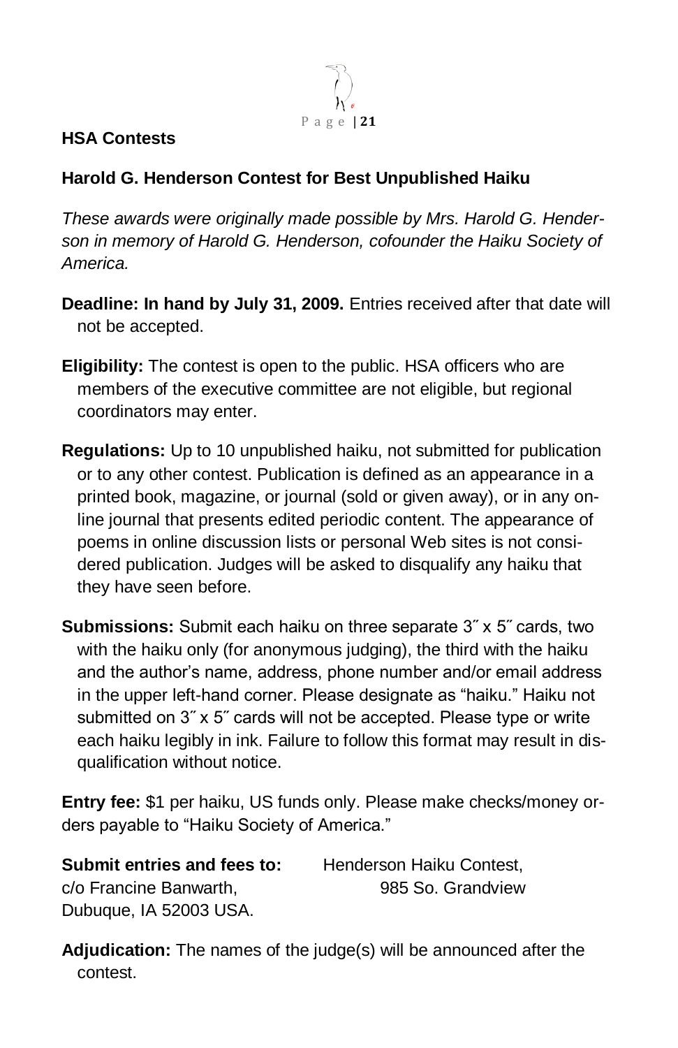## HSA Contests

### Harold G. Henderson Contest for Best Unpublished Haiku

*These awards were originally made possible by Mrs. Harold G. Henderson in memory of Harold G. Henderson, cofounder the Haiku Society of America.*

**Deadline: In hand by July 31, 2009.** Entries received after that date will not be accepted.

**Eligibility:** The contest is open to the public. HSA officers who are members of the executive committee are not eligible, but regional coordinators may enter.

**Regulations:** Up to 10 unpublished haiku, not submitted for publication or to any other contest. Publication is defined as an appearance in a printed book, magazine, or journal (sold or given away), or in any online journal that presents edited periodic content. The appearance of poems in online discussion lists or personal Web sites is not considered publication. Judges will be asked to disqualify any haiku that they have seen before.

**Submissions:** Submit each haiku on three separate 3˝ x 5˝ cards, two with the haiku only (for anonymous judging), the third with the haiku and the author's name, address, phone number and/or email address in the upper left-hand corner. Please designate as "haiku." Haiku not submitted on 3˝ x 5˝ cards will not be accepted. Please type or write each haiku legibly in ink. Failure to follow this format may result in disqualification without notice.

**Entry fee:** $1 per haiku, US funds only. Please make checks/money orders payable to "Haiku Society of America."

**Submit entries and fees to:** Henderson Haiku Contest, c/o Francine Banwarth, 985 So. Grandview Dubuque, IA 52003 USA.

**Adjudication:** The names of the judge(s) will be announced after the contest.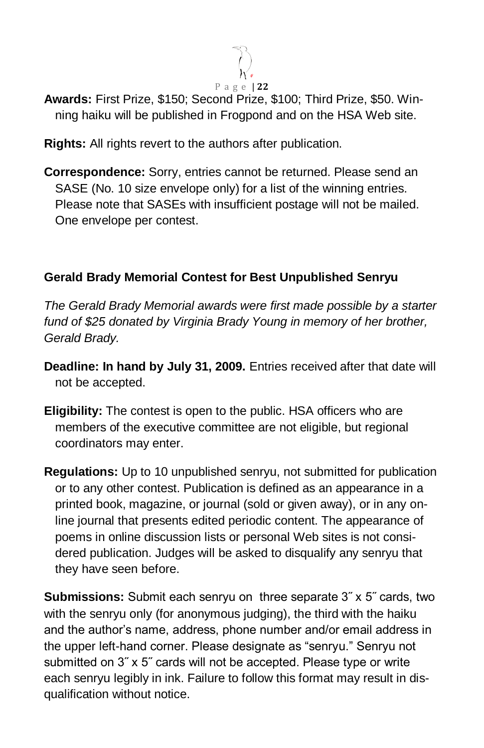**Awards:** First Prize, $150; Second Prize, $100; Third Prize, $50. Winning haiku will be published in Frogpond and on the HSA Web site.

**Rights:** All rights revert to the authors after publication.

**Correspondence:** Sorry, entries cannot be returned. Please send an SASE (No. 10 size envelope only) for a list of the winning entries. Please note that SASEs with insufficient postage will not be mailed. One envelope per contest.

**Gerald Brady Memorial Contest for Best Unpublished Senryu**

*The Gerald Brady Memorial awards were first made possible by a starter fund of $25 donated by Virginia Brady Young in memory of her brother, Gerald Brady.*

**Deadline: In hand by July 31, 2009.** Entries received after that date will not be accepted.

**Eligibility:** The contest is open to the public. HSA officers who are members of the executive committee are not eligible, but regional coordinators may enter.

**Regulations:** Up to 10 unpublished senryu, not submitted for publication or to any other contest. Publication is defined as an appearance in a printed book, magazine, or journal (sold or given away), or in any online journal that presents edited periodic content. The appearance of poems in online discussion lists or personal Web sites is not considered publication. Judges will be asked to disqualify any senryu that they have seen before.

**Submissions:** Submit each senryu on three separate 3˝ x 5˝ cards, two with the senryu only (for anonymous judging), the third with the haiku and the author's name, address, phone number and/or email address in the upper left-hand corner. Please designate as "senryu." Senryu not submitted on 3˝ x 5˝ cards will not be accepted. Please type or write each senryu legibly in ink. Failure to follow this format may result in disqualification without notice.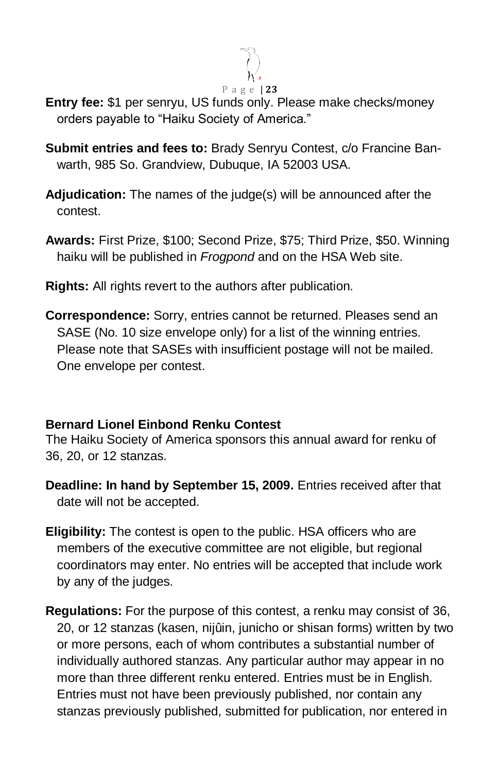**Entry fee:** $1 per senryu, US funds only. Please make checks/money orders payable to "Haiku Society of America."

**Submit entries and fees to:** Brady Senryu Contest, c/o Francine Banwarth, 985 So. Grandview, Dubuque, IA 52003 USA.

**Adjudication:** The names of the judge(s) will be announced after the contest.

**Awards:** First Prize, $100; Second Prize, $75; Third Prize, $50. Winning haiku will be published in *Frogpond* and on the HSA Web site.

**Rights:** All rights revert to the authors after publication.

**Correspondence:** Sorry, entries cannot be returned. Pleases send an SASE (No. 10 size envelope only) for a list of the winning entries. Please note that SASEs with insufficient postage will not be mailed. One envelope per contest.

**Bernard Lionel Einbond Renku Contest**

The Haiku Society of America sponsors this annual award for renku of 36, 20, or 12 stanzas.

**Deadline: In hand by September 15, 2009.** Entries received after that date will not be accepted.

**Eligibility:** The contest is open to the public. HSA officers who are members of the executive committee are not eligible, but regional coordinators may enter. No entries will be accepted that include work by any of the judges.

**Regulations:** For the purpose of this contest, a renku may consist of 36, 20, or 12 stanzas (kasen, nijûin, junicho or shisan forms) written by two or more persons, each of whom contributes a substantial number of individually authored stanzas. Any particular author may appear in no more than three different renku entered. Entries must be in English. Entries must not have been previously published, nor contain any stanzas previously published, submitted for publication, nor entered in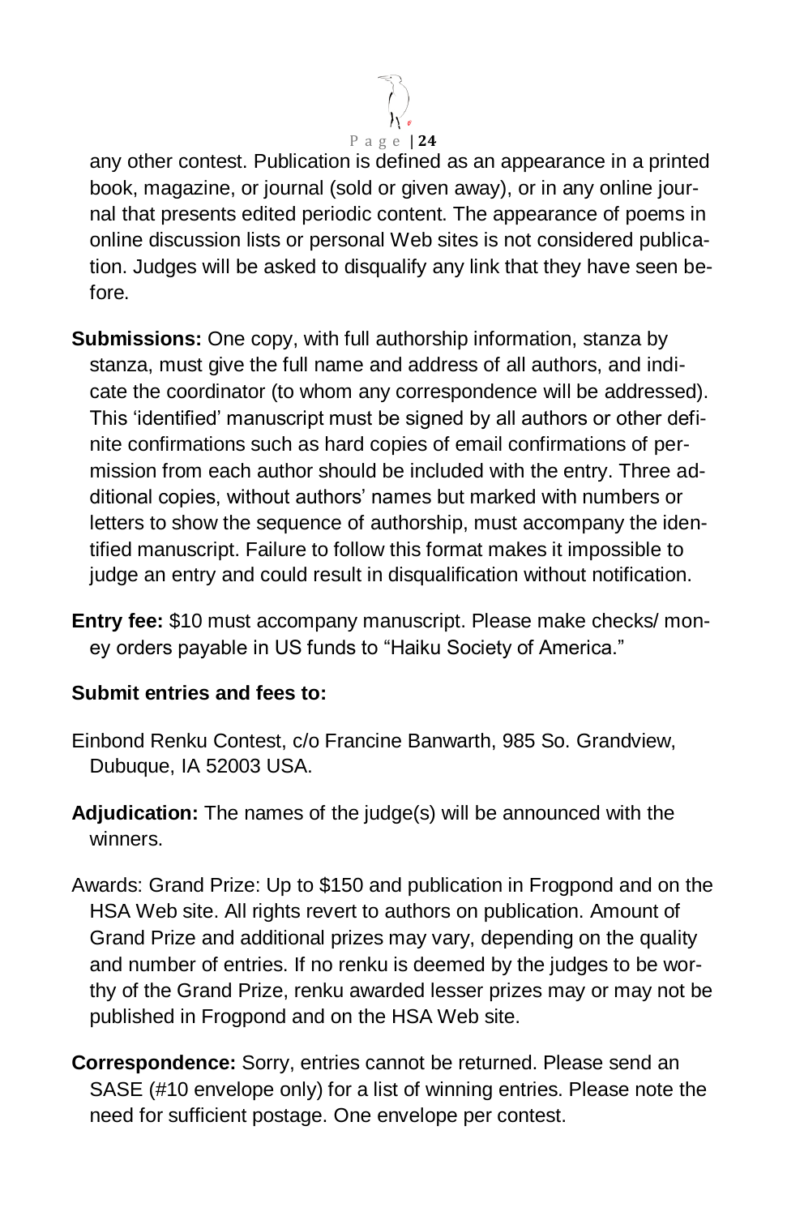any other contest. Publication is defined as an appearance in a printed book, magazine, or journal (sold or given away), or in any online journal that presents edited periodic content. The appearance of poems in online discussion lists or personal Web sites is not considered publication. Judges will be asked to disqualify any link that they have seen before.

**Submissions:** One copy, with full authorship information, stanza by stanza, must give the full name and address of all authors, and indicate the coordinator (to whom any correspondence will be addressed). This 'identified' manuscript must be signed by all authors or other definite confirmations such as hard copies of email confirmations of permission from each author should be included with the entry. Three additional copies, without authors' names but marked with numbers or letters to show the sequence of authorship, must accompany the identified manuscript. Failure to follow this format makes it impossible to judge an entry and could result in disqualification without notification.

**Entry fee:** $10 must accompany manuscript. Please make checks/ money orders payable in US funds to "Haiku Society of America."

**Submit entries and fees to:**

Einbond Renku Contest, c/o Francine Banwarth, 985 So. Grandview, Dubuque, IA 52003 USA.

**Adjudication:** The names of the judge(s) will be announced with the winners.

Awards: Grand Prize: Up to $150 and publication in Frogpond and on the HSA Web site. All rights revert to authors on publication. Amount of Grand Prize and additional prizes may vary, depending on the quality and number of entries. If no renku is deemed by the judges to be worthy of the Grand Prize, renku awarded lesser prizes may or may not be published in Frogpond and on the HSA Web site.

**Correspondence:** Sorry, entries cannot be returned. Please send an SASE (#10 envelope only) for a list of winning entries. Please note the need for sufficient postage. One envelope per contest.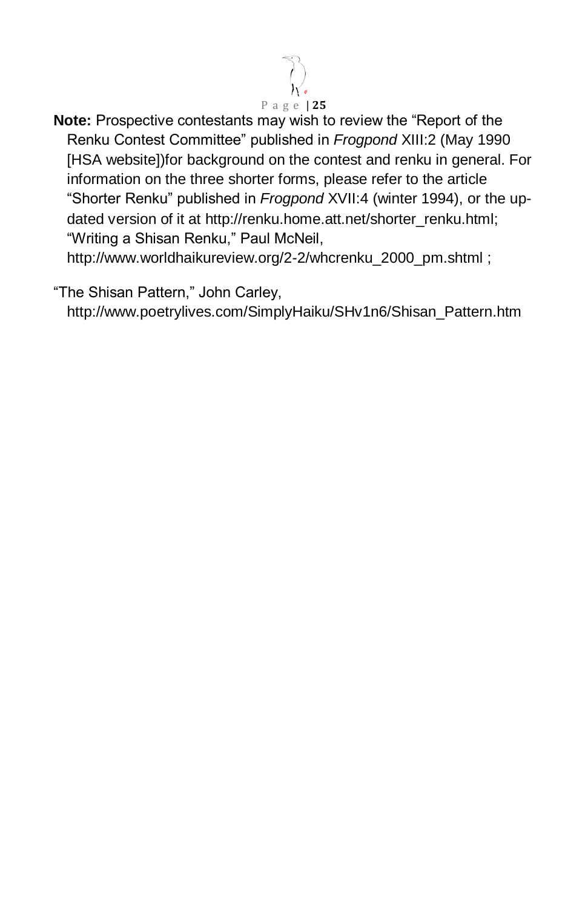**Note:** Prospective contestants may wish to review the “Report of the Renku Contest Committee” published in *Frogpond* XIII:2 (May 1990 [HSA website])for background on the contest and renku in general. For information on the three shorter forms, please refer to the article “Shorter Renku” published in *Frogpond* XVII:4 (winter 1994), or the up-dated version of it at http://renku.home.att.net/shorter_renku.html; “Writing a Shisan Renku,” Paul McNeil, http://www.worldhaikureview.org/2-2/whcrenku_2000_pm.shtml ;

“The Shisan Pattern,” John Carley, http://www.poetrylives.com/SimplyHaiku/SHv1n6/Shisan_Pattern.htm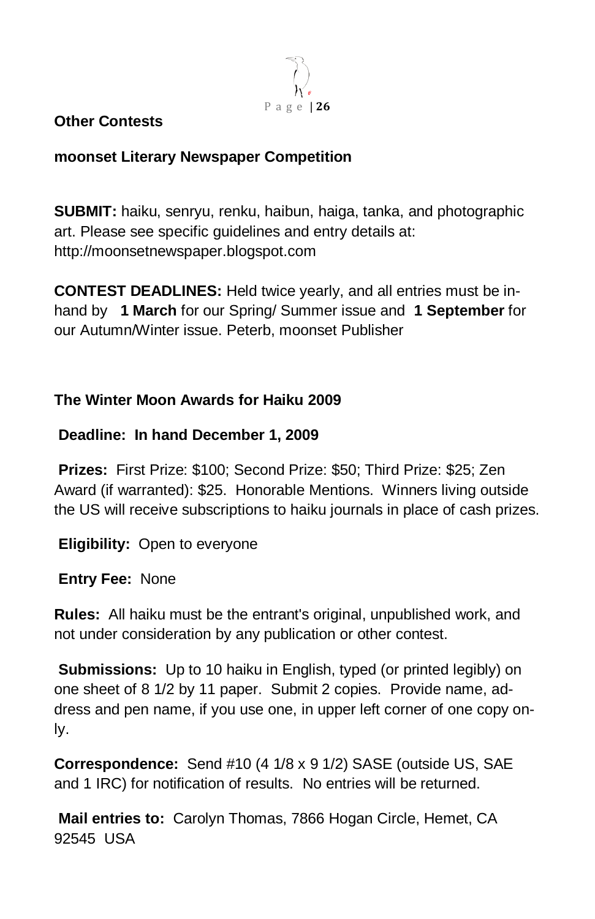## Other Contests

### moonset Literary Newspaper Competition

**SUBMIT:** haiku, senryu, renku, haibun, haiga, tanka, and photographic art. Please see specific guidelines and entry details at: http://moonsetnewspaper.blogspot.com

**CONTEST DEADLINES:** Held twice yearly, and all entries must be in-hand by **1 March** for our Spring/ Summer issue and **1 September** for our Autumn/Winter issue. Peterb, moonset Publisher

### The Winter Moon Awards for Haiku 2009

**Deadline: In hand December 1, 2009**

**Prizes:** First Prize: $100; Second Prize: $50; Third Prize: $25; Zen Award (if warranted): $25. Honorable Mentions. Winners living outside the US will receive subscriptions to haiku journals in place of cash prizes.

**Eligibility:** Open to everyone

**Entry Fee:** None

**Rules:** All haiku must be the entrant's original, unpublished work, and not under consideration by any publication or other contest.

**Submissions:** Up to 10 haiku in English, typed (or printed legibly) on one sheet of 8 1/2 by 11 paper. Submit 2 copies. Provide name, address and pen name, if you use one, in upper left corner of one copy only.

**Correspondence:** Send #10 (4 1/8 x 9 1/2) SASE (outside US, SAE and 1 IRC) for notification of results. No entries will be returned.

**Mail entries to:** Carolyn Thomas, 7866 Hogan Circle, Hemet, CA 92545 USA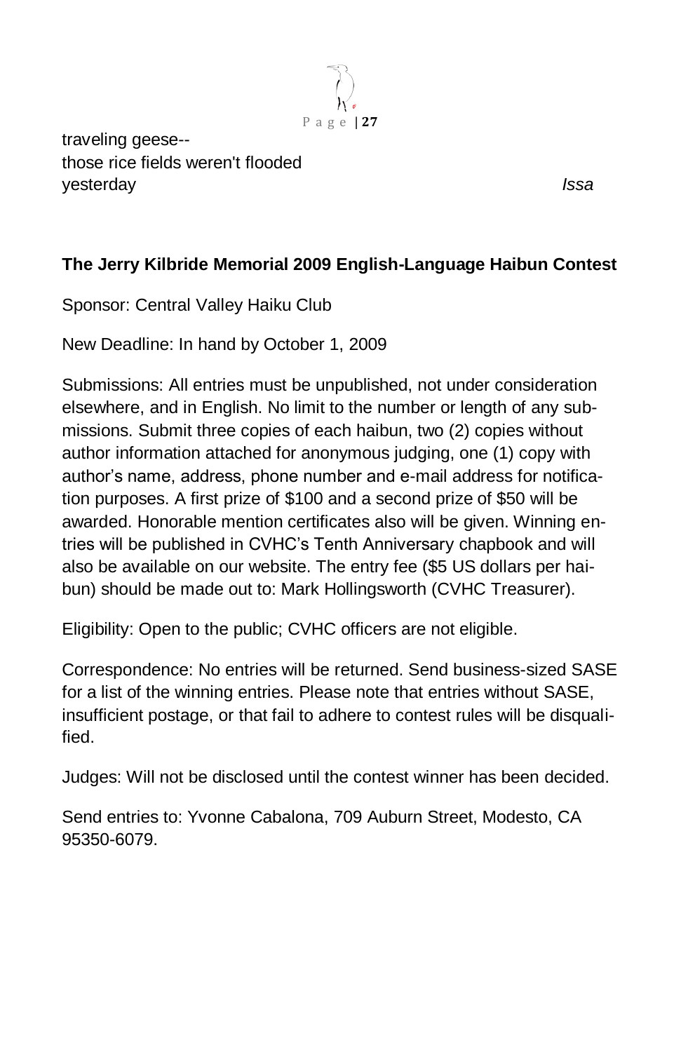traveling geese--  
those rice fields weren't flooded  
yesterday *Issa*

**The Jerry Kilbride Memorial 2009 English-Language Haibun Contest**

Sponsor: Central Valley Haiku Club

New Deadline: In hand by October 1, 2009

Submissions: All entries must be unpublished, not under consideration elsewhere, and in English. No limit to the number or length of any submissions. Submit three copies of each haibun, two (2) copies without author information attached for anonymous judging, one (1) copy with author's name, address, phone number and e-mail address for notification purposes. A first prize of $100 and a second prize of $50 will be awarded. Honorable mention certificates also will be given. Winning entries will be published in CVHC's Tenth Anniversary chapbook and will also be available on our website. The entry fee ($5 US dollars per haibun) should be made out to: Mark Hollingsworth (CVHC Treasurer).

Eligibility: Open to the public; CVHC officers are not eligible.

Correspondence: No entries will be returned. Send business-sized SASE for a list of the winning entries. Please note that entries without SASE, insufficient postage, or that fail to adhere to contest rules will be disqualified.

Judges: Will not be disclosed until the contest winner has been decided.

Send entries to: Yvonne Cabalona, 709 Auburn Street, Modesto, CA 95350-6079.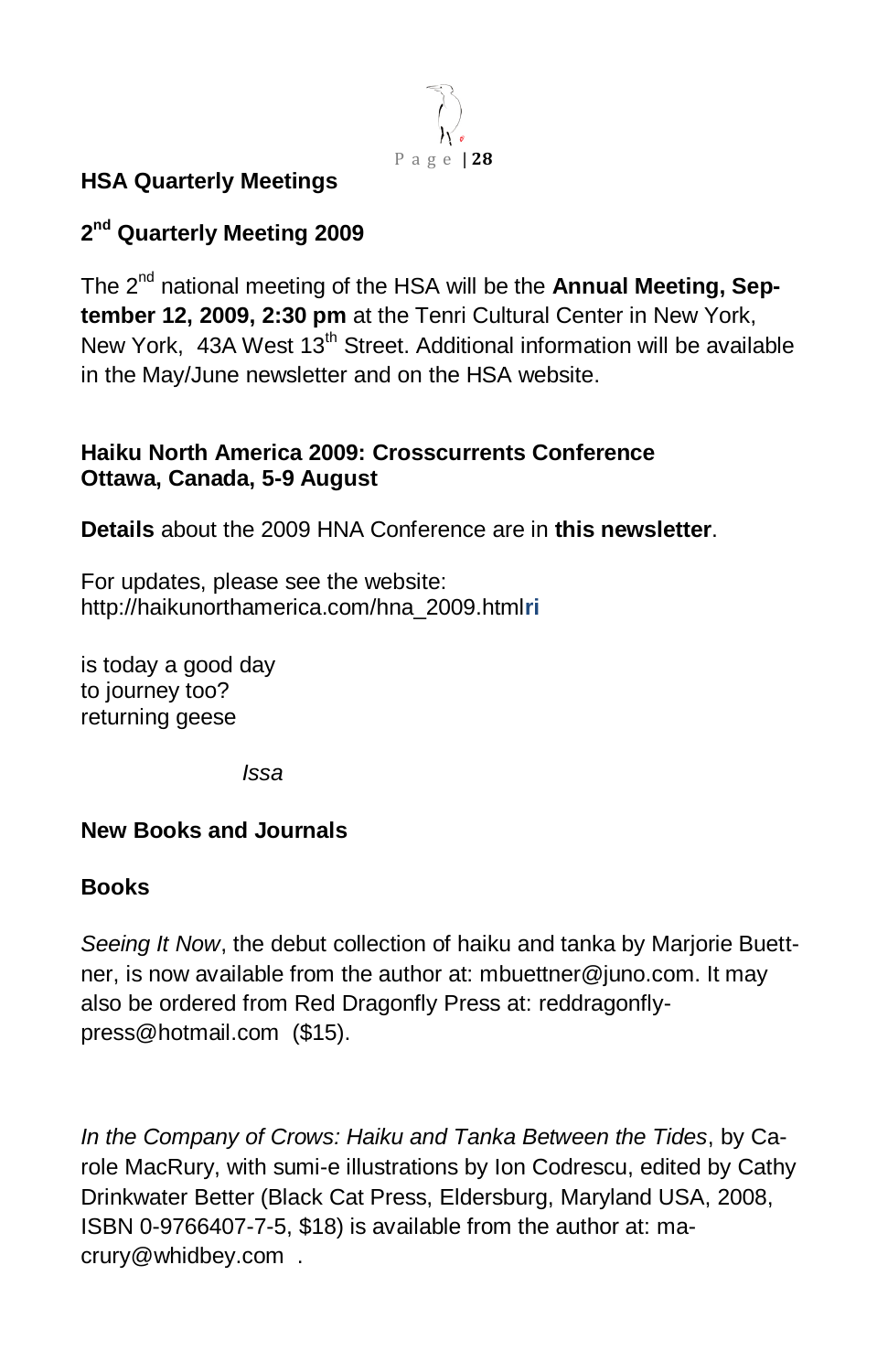## HSA Quarterly Meetings

### 2nd Quarterly Meeting 2009

The 2nd national meeting of the HSA will be the **Annual Meeting, September 12, 2009, 2:30 pm** at the Tenri Cultural Center in New York, New York, 43A West 13th Street. Additional information will be available in the May/June newsletter and on the HSA website.

### Haiku North America 2009: Crosscurrents Conference
### Ottawa, Canada, 5-9 August

**Details** about the 2009 HNA Conference are in **this newsletter**.

For updates, please see the website: http://haikunorthamerica.com/hna_2009.html**ri**

is today a good day
to journey too?
returning geese

*Issa*

## New Books and Journals

### Books

*Seeing It Now*, the debut collection of haiku and tanka by Marjorie Buettner, is now available from the author at: mbuettner@juno.com. It may also be ordered from Red Dragonfly Press at: reddragonfly-press@hotmail.com ($15).

*In the Company of Crows: Haiku and Tanka Between the Tides*, by Carole MacRury, with sumi-e illustrations by Ion Codrescu, edited by Cathy Drinkwater Better (Black Cat Press, Eldersburg, Maryland USA, 2008, ISBN 0-9766407-7-5, $18) is available from the author at: macrury@whidbey.com .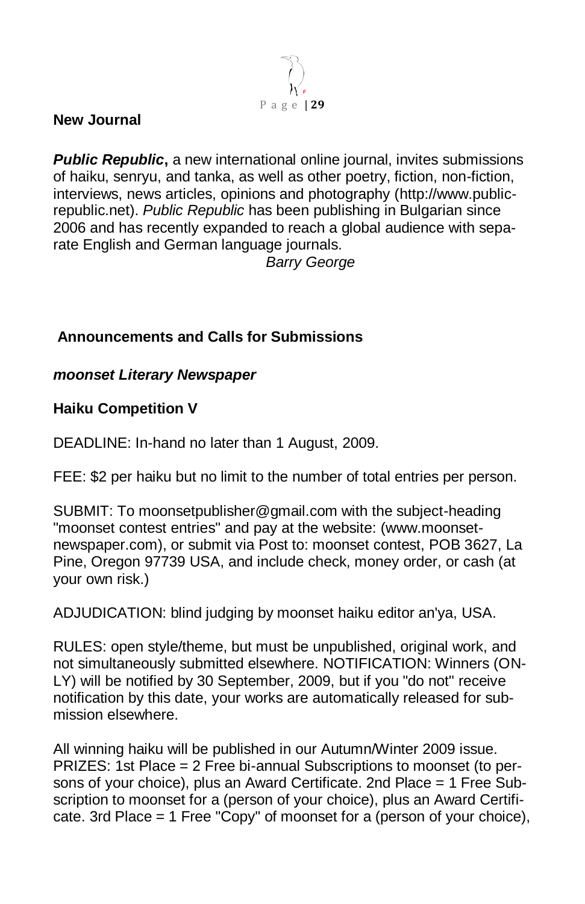## New Journal

***Public Republic*,** a new international online journal, invites submissions of haiku, senryu, and tanka, as well as other poetry, fiction, non-fiction, interviews, news articles, opinions and photography (http://www.public-republic.net). *Public Republic* has been publishing in Bulgarian since 2006 and has recently expanded to reach a global audience with separate English and German language journals.

*Barry George*

## Announcements and Calls for Submissions

### *moonset Literary Newspaper*

### Haiku Competition V

DEADLINE: In-hand no later than 1 August, 2009.

FEE: $2 per haiku but no limit to the number of total entries per person.

SUBMIT: To moonsetpublisher@gmail.com with the subject-heading "moonset contest entries" and pay at the website: (www.moonset-newspaper.com), or submit via Post to: moonset contest, POB 3627, La Pine, Oregon 97739 USA, and include check, money order, or cash (at your own risk.)

ADJUDICATION: blind judging by moonset haiku editor an'ya, USA.

RULES: open style/theme, but must be unpublished, original work, and not simultaneously submitted elsewhere. NOTIFICATION: Winners (ONLY) will be notified by 30 September, 2009, but if you "do not" receive notification by this date, your works are automatically released for submission elsewhere.

All winning haiku will be published in our Autumn/Winter 2009 issue. PRIZES: 1st Place = 2 Free bi-annual Subscriptions to moonset (to persons of your choice), plus an Award Certificate. 2nd Place = 1 Free Subscription to moonset for a (person of your choice), plus an Award Certificate. 3rd Place = 1 Free "Copy" of moonset for a (person of your choice),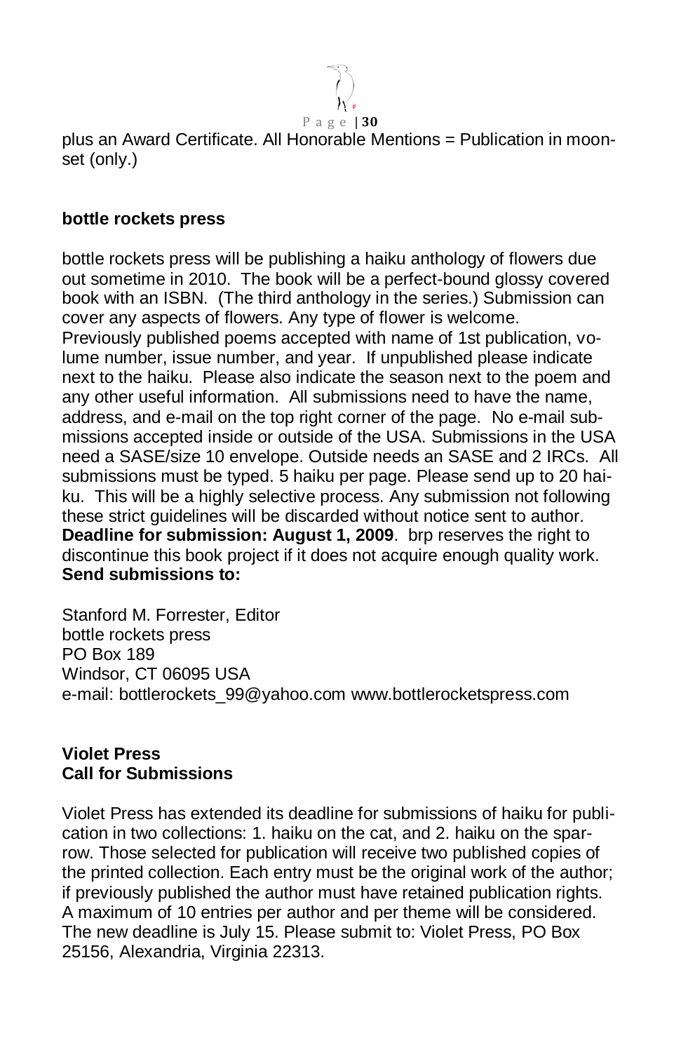plus an Award Certificate. All Honorable Mentions = Publication in moonset (only.)

**bottle rockets press**

bottle rockets press will be publishing a haiku anthology of flowers due out sometime in 2010. The book will be a perfect-bound glossy covered book with an ISBN. (The third anthology in the series.) Submission can cover any aspects of flowers. Any type of flower is welcome. Previously published poems accepted with name of 1st publication, volume number, issue number, and year. If unpublished please indicate next to the haiku. Please also indicate the season next to the poem and any other useful information. All submissions need to have the name, address, and e-mail on the top right corner of the page. No e-mail submissions accepted inside or outside of the USA. Submissions in the USA need a SASE/size 10 envelope. Outside needs an SASE and 2 IRCs. All submissions must be typed. 5 haiku per page. Please send up to 20 haiku. This will be a highly selective process. Any submission not following these strict guidelines will be discarded without notice sent to author. **Deadline for submission: August 1, 2009**. brp reserves the right to discontinue this book project if it does not acquire enough quality work. **Send submissions to:**

Stanford M. Forrester, Editor
bottle rockets press
PO Box 189
Windsor, CT 06095 USA
e-mail: bottlerockets_99@yahoo.com www.bottlerocketspress.com

**Violet Press**
**Call for Submissions**

Violet Press has extended its deadline for submissions of haiku for publication in two collections: 1. haiku on the cat, and 2. haiku on the sparrow. Those selected for publication will receive two published copies of the printed collection. Each entry must be the original work of the author; if previously published the author must have retained publication rights. A maximum of 10 entries per author and per theme will be considered. The new deadline is July 15. Please submit to: Violet Press, PO Box 25156, Alexandria, Virginia 22313.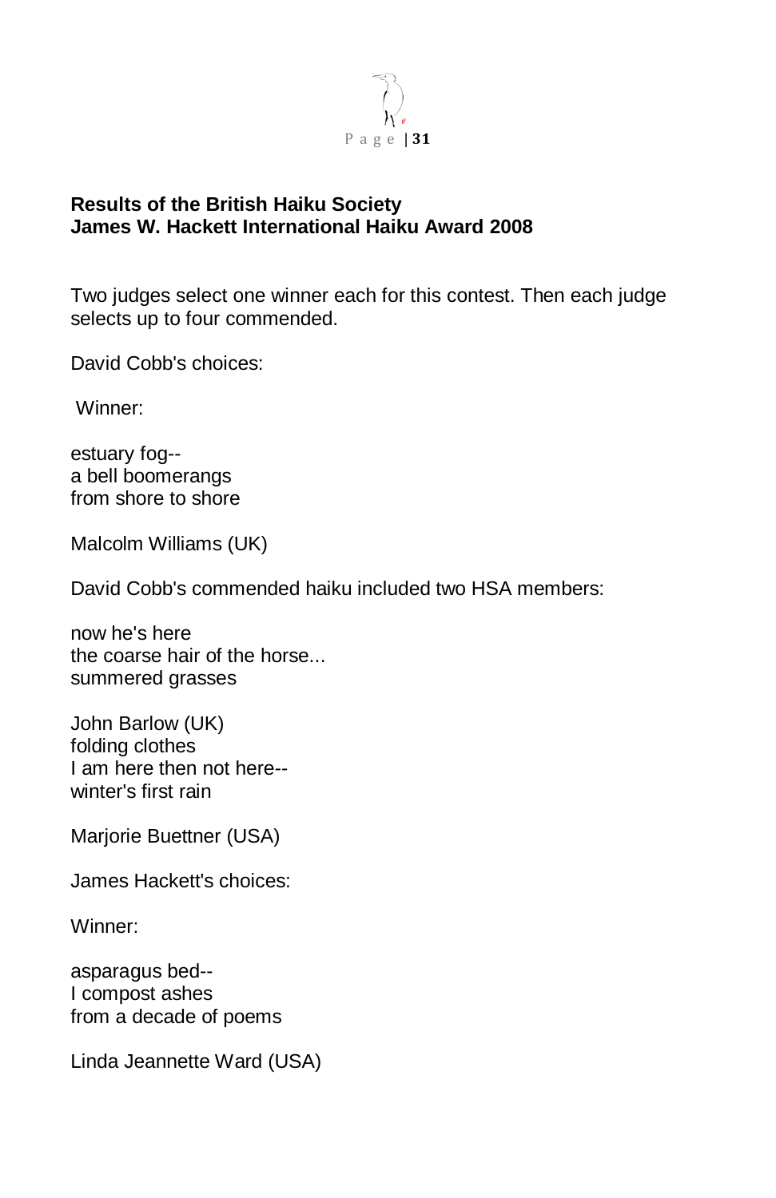**Results of the British Haiku Society**
**James W. Hackett International Haiku Award 2008**

Two judges select one winner each for this contest. Then each judge selects up to four commended.

David Cobb's choices:

Winner:

estuary fog--
a bell boomerangs
from shore to shore

Malcolm Williams (UK)

David Cobb's commended haiku included two HSA members:

now he's here
the coarse hair of the horse...
summered grasses

John Barlow (UK)
folding clothes
I am here then not here--
winter's first rain

Marjorie Buettner (USA)

James Hackett's choices:

Winner:

asparagus bed--
I compost ashes
from a decade of poems

Linda Jeannette Ward (USA)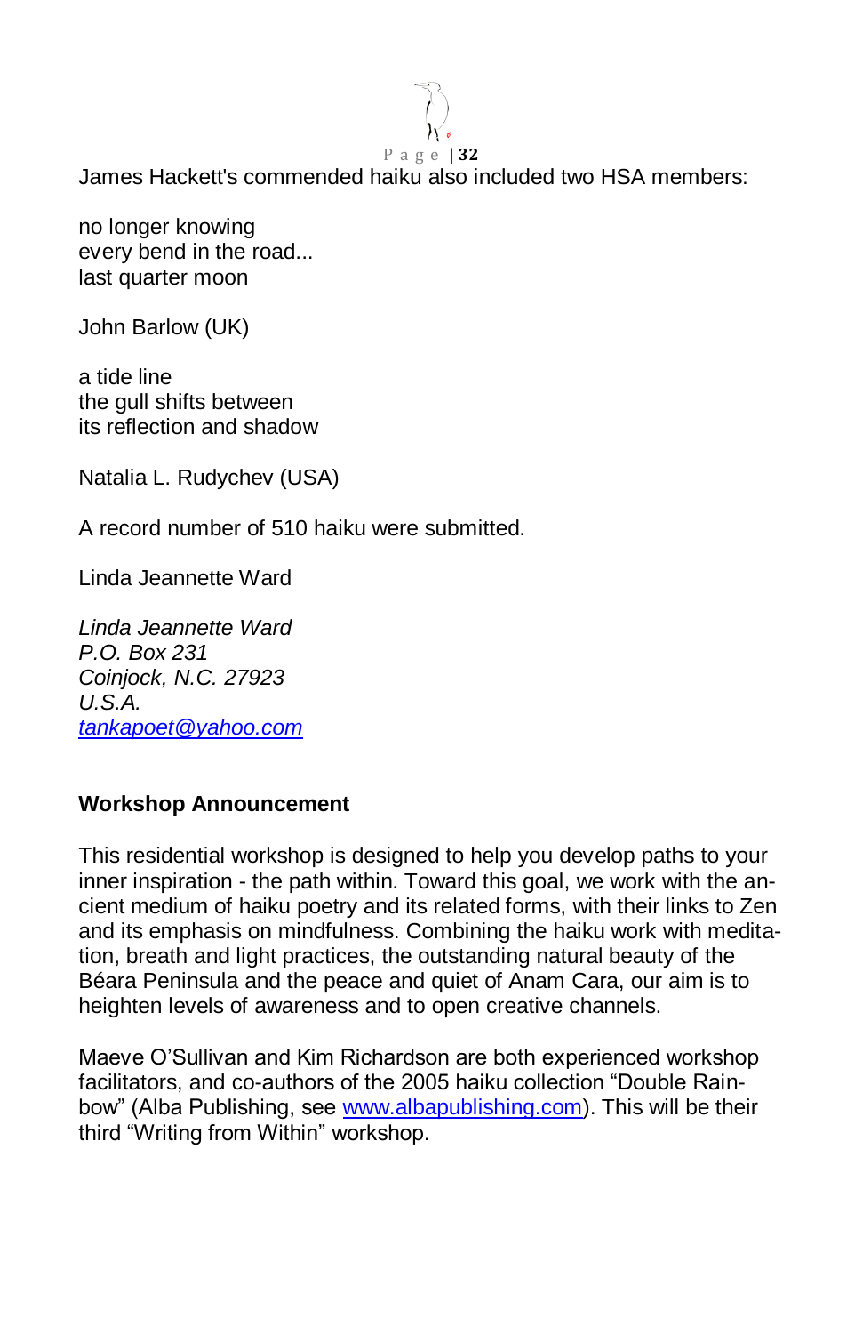James Hackett's commended haiku also included two HSA members:

no longer knowing
every bend in the road...
last quarter moon

John Barlow (UK)

a tide line
the gull shifts between
its reflection and shadow

Natalia L. Rudychev (USA)

A record number of 510 haiku were submitted.

Linda Jeannette Ward

*Linda Jeannette Ward*
*P.O. Box 231*
*Coinjock, N.C. 27923*
*U.S.A.*
*[tankapoet@yahoo.com](mailto:tankapoet@yahoo.com)*

**Workshop Announcement**

This residential workshop is designed to help you develop paths to your inner inspiration - the path within. Toward this goal, we work with the ancient medium of haiku poetry and its related forms, with their links to Zen and its emphasis on mindfulness. Combining the haiku work with meditation, breath and light practices, the outstanding natural beauty of the Béara Peninsula and the peace and quiet of Anam Cara, our aim is to heighten levels of awareness and to open creative channels.

Maeve O'Sullivan and Kim Richardson are both experienced workshop facilitators, and co-authors of the 2005 haiku collection "Double Rainbow" (Alba Publishing, see [www.albapublishing.com](http://www.albapublishing.com)). This will be their third "Writing from Within" workshop.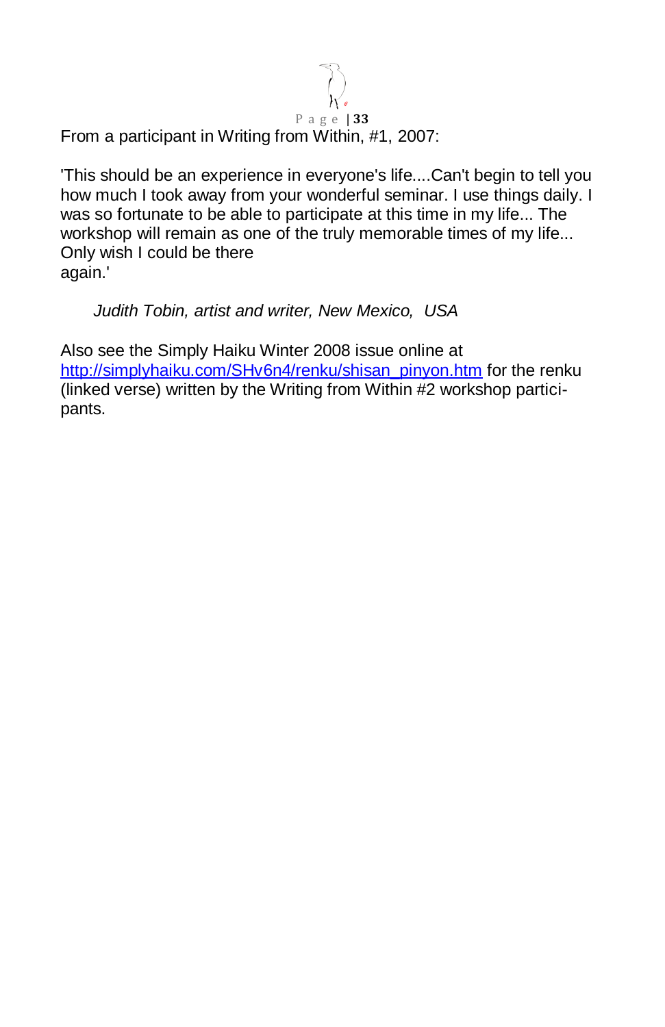From a participant in Writing from Within, #1, 2007:

'This should be an experience in everyone's life....Can't begin to tell you how much I took away from your wonderful seminar. I use things daily. I was so fortunate to be able to participate at this time in my life... The workshop will remain as one of the truly memorable times of my life... Only wish I could be there again.'

*Judith Tobin, artist and writer, New Mexico, USA*

Also see the Simply Haiku Winter 2008 issue online at [http://simplyhaiku.com/SHv6n4/renku/shisan_pinyon.htm](http://simplyhaiku.com/SHv6n4/renku/shisan_pinyon.htm) for the renku (linked verse) written by the Writing from Within #2 workshop participants.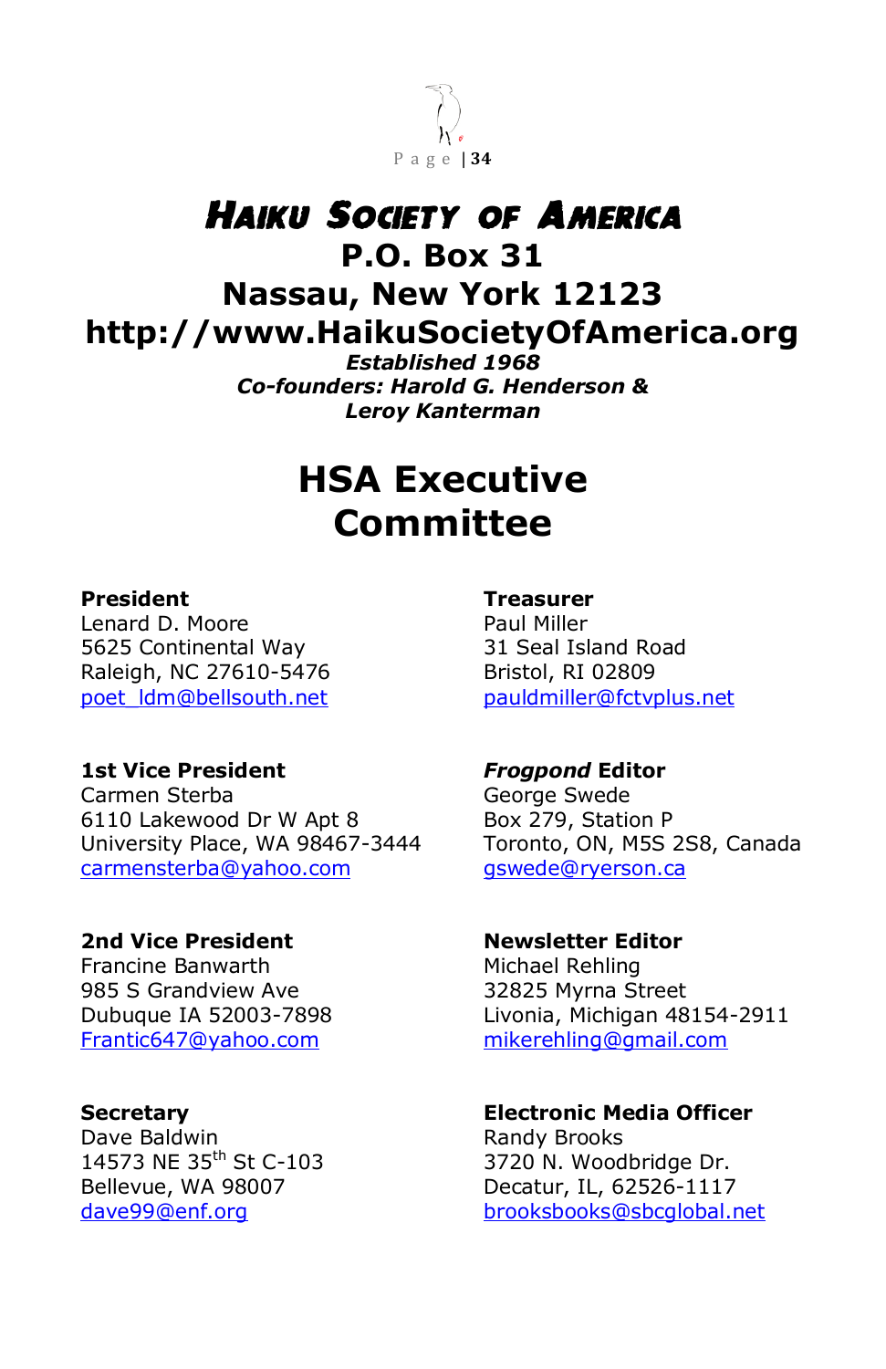# HAIKU SOCIETY OF AMERICA

**P.O. Box 31**
**Nassau, New York 12123**
**http://www.HaikuSocietyOfAmerica.org**

***Established 1968***
***Co-founders: Harold G. Henderson & Leroy Kanterman***

## HSA Executive Committee

**President**
Lenard D. Moore
5625 Continental Way
Raleigh, NC 27610-5476
poet_ldm@bellsouth.net

**1st Vice President**
Carmen Sterba
6110 Lakewood Dr W Apt 8
University Place, WA 98467-3444
carmensterba@yahoo.com

**2nd Vice President**
Francine Banwarth
985 S Grandview Ave
Dubuque IA 52003-7898
Frantic647@yahoo.com

**Secretary**
Dave Baldwin
14573 NE 35th St C-103
Bellevue, WA 98007
dave99@enf.org

**Treasurer**
Paul Miller
31 Seal Island Road
Bristol, RI 02809
pauldmiller@fctvplus.net

***Frogpond* Editor**
George Swede
Box 279, Station P
Toronto, ON, M5S 2S8, Canada
gswede@ryerson.ca

**Newsletter Editor**
Michael Rehling
32825 Myrna Street
Livonia, Michigan 48154-2911
mikerehling@gmail.com

**Electronic Media Officer**
Randy Brooks
3720 N. Woodbridge Dr.
Decatur, IL, 62526-1117
brooksbooks@sbcglobal.net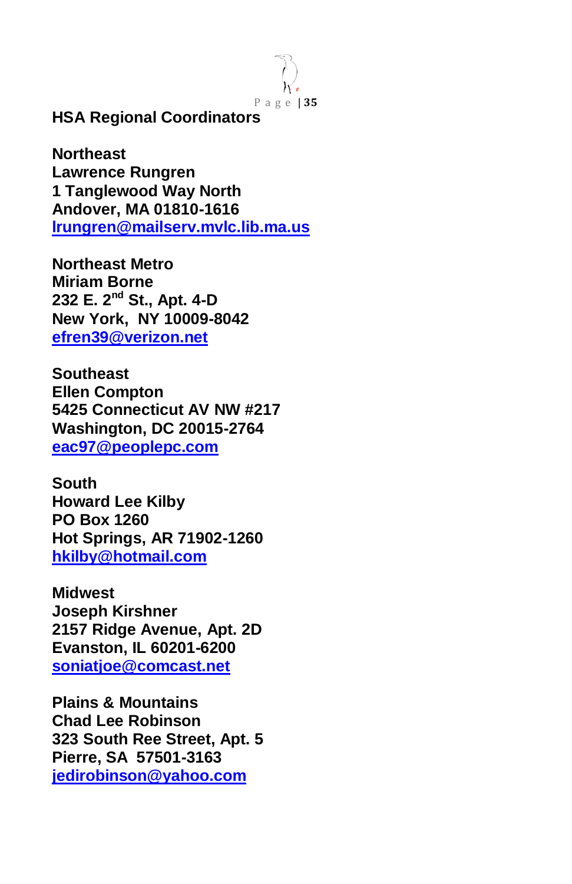## HSA Regional Coordinators

**Northeast**
**Lawrence Rungren**
**1 Tanglewood Way North**
**Andover, MA 01810-1616**
**lrungren@mailserv.mvlc.lib.ma.us**

**Northeast Metro**
**Miriam Borne**
**232 E. 2nd St., Apt. 4-D**
**New York, NY 10009-8042**
**efren39@verizon.net**

**Southeast**
**Ellen Compton**
**5425 Connecticut AV NW #217**
**Washington, DC 20015-2764**
**eac97@peoplepc.com**

**South**
**Howard Lee Kilby**
**PO Box 1260**
**Hot Springs, AR 71902-1260**
**hkilby@hotmail.com**

**Midwest**
**Joseph Kirshner**
**2157 Ridge Avenue, Apt. 2D**
**Evanston, IL 60201-6200**
**soniatjoe@comcast.net**

**Plains & Mountains**
**Chad Lee Robinson**
**323 South Ree Street, Apt. 5**
**Pierre, SA 57501-3163**
**jedirobinson@yahoo.com**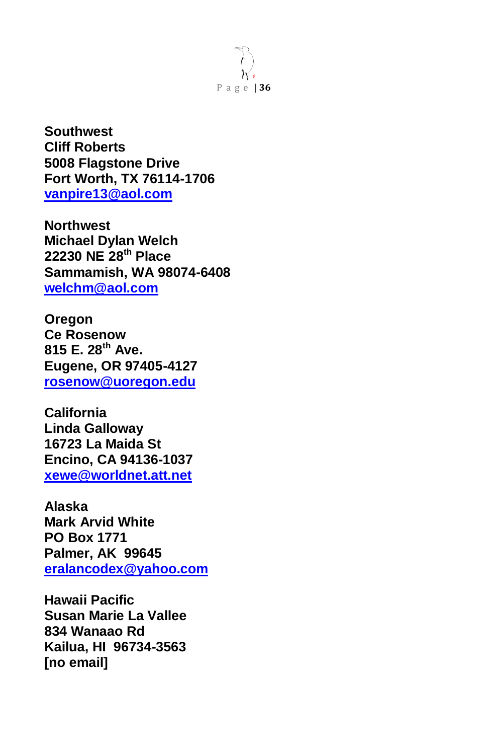**Southwest**
**Cliff Roberts**
**5008 Flagstone Drive**
**Fort Worth, TX 76114-1706**
**vanpire13@aol.com**

**Northwest**
**Michael Dylan Welch**
**22230 NE 28th Place**
**Sammamish, WA 98074-6408**
**welchm@aol.com**

**Oregon**
**Ce Rosenow**
**815 E. 28th Ave.**
**Eugene, OR 97405-4127**
**rosenow@uoregon.edu**

**California**
**Linda Galloway**
**16723 La Maida St**
**Encino, CA 94136-1037**
**xewe@worldnet.att.net**

**Alaska**
**Mark Arvid White**
**PO Box 1771**
**Palmer, AK 99645**
**eralancodex@yahoo.com**

**Hawaii Pacific**
**Susan Marie La Vallee**
**834 Wanaao Rd**
**Kailua, HI 96734-3563**
**[no email]**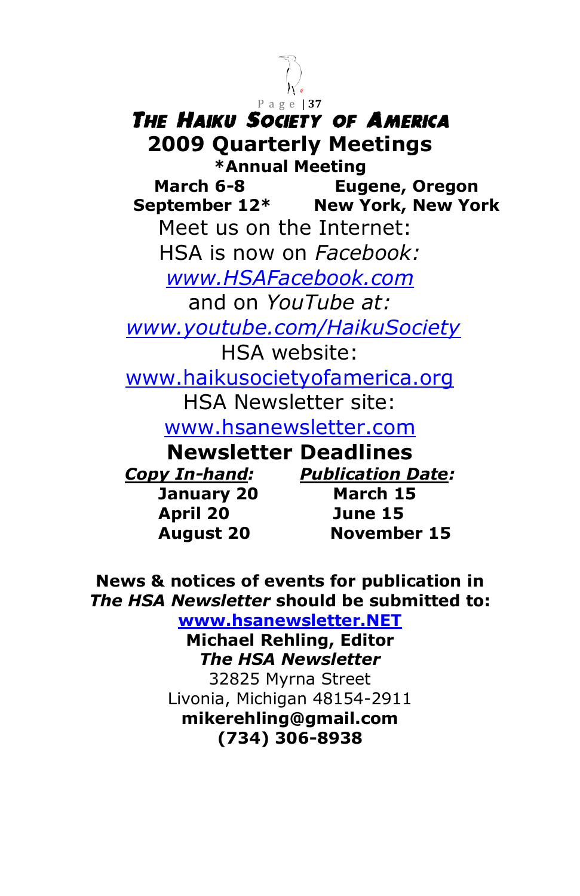# The Haiku Society of America

## 2009 Quarterly Meetings

**\*Annual Meeting**

| | |
|---|---|
| **March 6-8** | **Eugene, Oregon** |
| **September 12*** | **New York, New York** |

Meet us on the Internet:

HSA is now on *Facebook:*

*www.HSAFacebook.com*

and on *YouTube at:*

*www.youtube.com/HaikuSociety*

HSA website:

www.haikusocietyofamerica.org

HSA Newsletter site:

www.hsanewsletter.com

## Newsletter Deadlines

| ***Copy In-hand:*** | ***Publication Date:*** |
|---|---|
| **January 20** | **March 15** |
| **April 20** | **June 15** |
| **August 20** | **November 15** |

**News & notices of events for publication in *The HSA Newsletter* should be submitted to:**

**www.hsanewsletter.NET**

**Michael Rehling, Editor**

***The HSA Newsletter***

32825 Myrna Street

Livonia, Michigan 48154-2911

**mikerehling@gmail.com**

**(734) 306-8938**